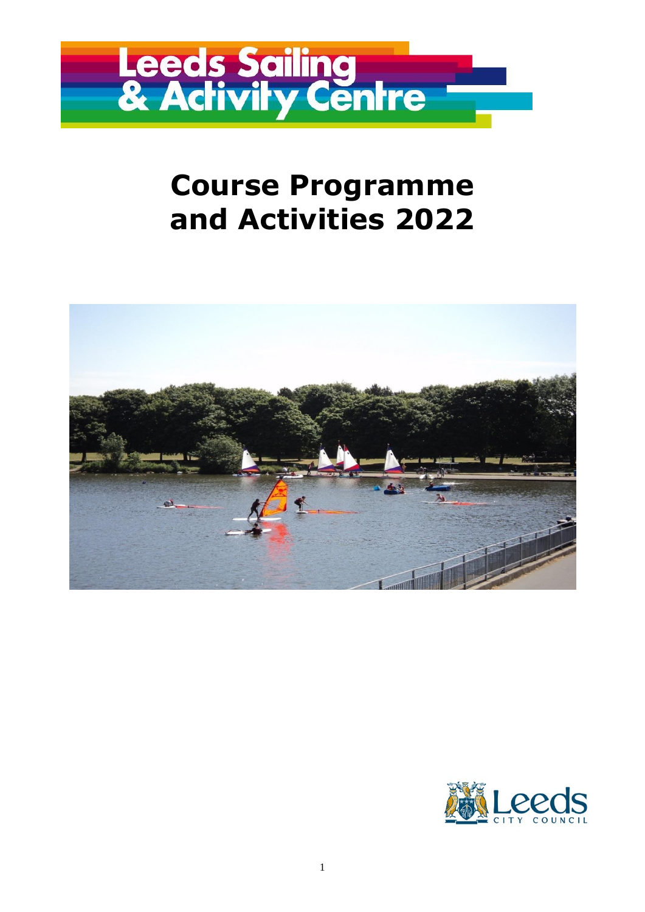# Leeds Sailing & Activity Centre

# Course Programme and Activities 2022

Leeds City Council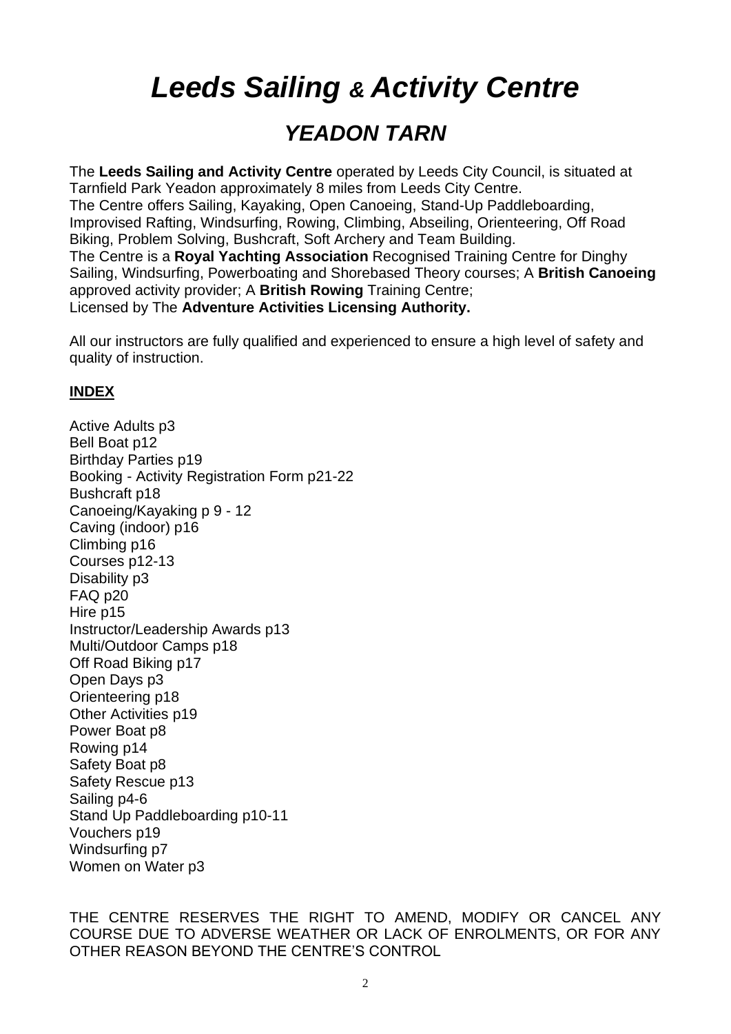# *Leeds Sailing & Activity Centre*

## *YEADON TARN*

The **Leeds Sailing and Activity Centre** operated by Leeds City Council, is situated at Tarnfield Park Yeadon approximately 8 miles from Leeds City Centre.
The Centre offers Sailing, Kayaking, Open Canoeing, Stand-Up Paddleboarding, Improvised Rafting, Windsurfing, Rowing, Climbing, Abseiling, Orienteering, Off Road Biking, Problem Solving, Bushcraft, Soft Archery and Team Building.
The Centre is a **Royal Yachting Association** Recognised Training Centre for Dinghy Sailing, Windsurfing, Powerboating and Shorebased Theory courses; A **British Canoeing** approved activity provider; A **British Rowing** Training Centre;
Licensed by The **Adventure Activities Licensing Authority.**

All our instructors are fully qualified and experienced to ensure a high level of safety and quality of instruction.

**INDEX**

Active Adults p3
Bell Boat p12
Birthday Parties p19
Booking - Activity Registration Form p21-22
Bushcraft p18
Canoeing/Kayaking p 9 - 12
Caving (indoor) p16
Climbing p16
Courses p12-13
Disability p3
FAQ p20
Hire p15
Instructor/Leadership Awards p13
Multi/Outdoor Camps p18
Off Road Biking p17
Open Days p3
Orienteering p18
Other Activities p19
Power Boat p8
Rowing p14
Safety Boat p8
Safety Rescue p13
Sailing p4-6
Stand Up Paddleboarding p10-11
Vouchers p19
Windsurfing p7
Women on Water p3

THE CENTRE RESERVES THE RIGHT TO AMEND, MODIFY OR CANCEL ANY COURSE DUE TO ADVERSE WEATHER OR LACK OF ENROLMENTS, OR FOR ANY OTHER REASON BEYOND THE CENTRE'S CONTROL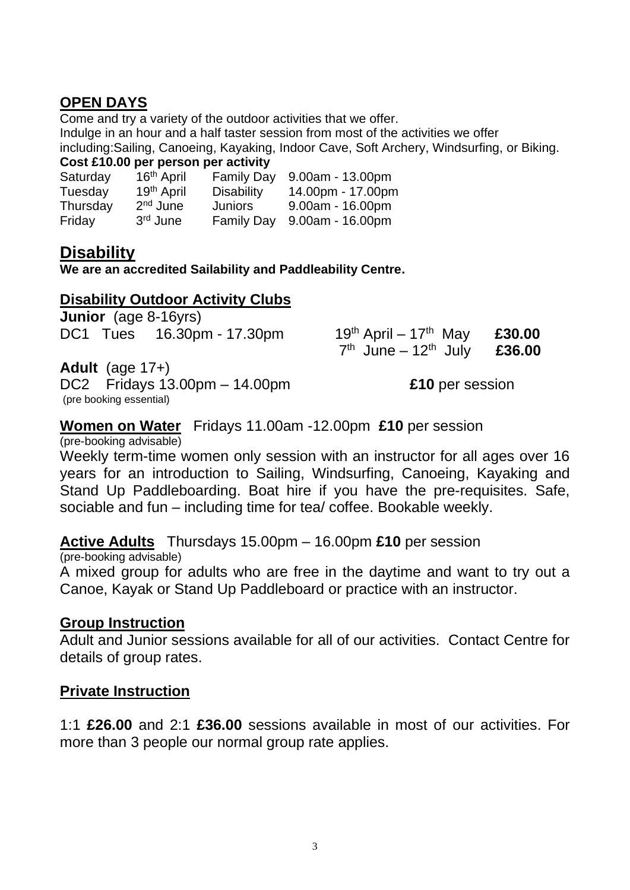## OPEN DAYS

Come and try a variety of the outdoor activities that we offer.
Indulge in an hour and a half taster session from most of the activities we offer including:Sailing, Canoeing, Kayaking, Indoor Cave, Soft Archery, Windsurfing, or Biking.

**Cost £10.00 per person per activity**

| | | | |
|---|---|---|---|
| Saturday | 16th April | Family Day | 9.00am - 13.00pm |
| Tuesday | 19th April | Disability | 14.00pm - 17.00pm |
| Thursday | 2nd June | Juniors | 9.00am - 16.00pm |
| Friday | 3rd June | Family Day | 9.00am - 16.00pm |

## Disability

**We are an accredited Sailability and Paddleability Centre.**

### Disability Outdoor Activity Clubs

**Junior** (age 8-16yrs)

| | | |
|---|---|---|
| DC1 Tues 16.30pm - 17.30pm | 19th April – 17th May | **£30.00** |
| | 7th June – 12th July | **£36.00** |

**Adult** (age 17+)

DC2 Fridays 13.00pm – 14.00pm **£10** per session
(pre booking essential)

**Women on Water** Fridays 11.00am -12.00pm **£10** per session
(pre-booking advisable)

Weekly term-time women only session with an instructor for all ages over 16 years for an introduction to Sailing, Windsurfing, Canoeing, Kayaking and Stand Up Paddleboarding. Boat hire if you have the pre-requisites. Safe, sociable and fun – including time for tea/ coffee. Bookable weekly.

**Active Adults** Thursdays 15.00pm – 16.00pm **£10** per session
(pre-booking advisable)

A mixed group for adults who are free in the daytime and want to try out a Canoe, Kayak or Stand Up Paddleboard or practice with an instructor.

### Group Instruction

Adult and Junior sessions available for all of our activities. Contact Centre for details of group rates.

### Private Instruction

1:1 **£26.00** and 2:1 **£36.00** sessions available in most of our activities. For more than 3 people our normal group rate applies.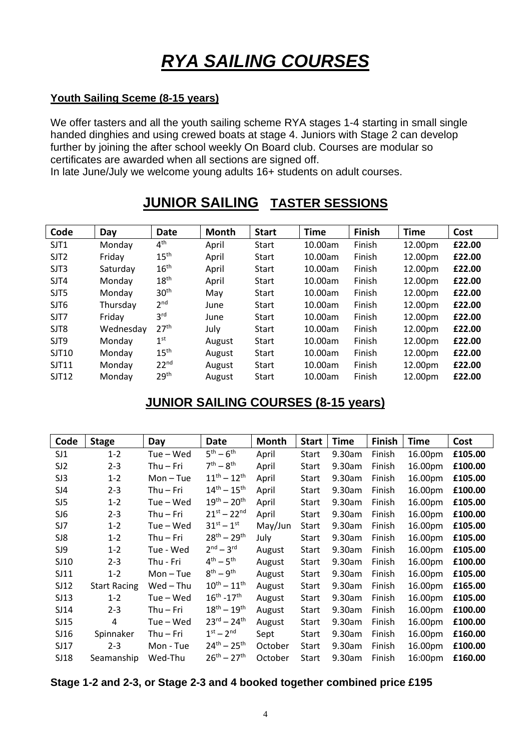# *RYA SAILING COURSES*

### Youth Sailing Sceme (8-15 years)

We offer tasters and all the youth sailing scheme RYA stages 1-4 starting in small single handed dinghies and using crewed boats at stage 4. Juniors with Stage 2 can develop further by joining the after school weekly On Board club. Courses are modular so certificates are awarded when all sections are signed off.
In late June/July we welcome young adults 16+ students on adult courses.

## JUNIOR SAILING TASTER SESSIONS

| Code | Day | Date | Month | Start | Time | Finish | Time | Cost |
|---|---|---|---|---|---|---|---|---|
| SJT1 | Monday | 4th | April | Start | 10.00am | Finish | 12.00pm | **£22.00** |
| SJT2 | Friday | 15th | April | Start | 10.00am | Finish | 12.00pm | **£22.00** |
| SJT3 | Saturday | 16th | April | Start | 10.00am | Finish | 12.00pm | **£22.00** |
| SJT4 | Monday | 18th | April | Start | 10.00am | Finish | 12.00pm | **£22.00** |
| SJT5 | Monday | 30th | May | Start | 10.00am | Finish | 12.00pm | **£22.00** |
| SJT6 | Thursday | 2nd | June | Start | 10.00am | Finish | 12.00pm | **£22.00** |
| SJT7 | Friday | 3rd | June | Start | 10.00am | Finish | 12.00pm | **£22.00** |
| SJT8 | Wednesday | 27th | July | Start | 10.00am | Finish | 12.00pm | **£22.00** |
| SJT9 | Monday | 1st | August | Start | 10.00am | Finish | 12.00pm | **£22.00** |
| SJT10 | Monday | 15th | August | Start | 10.00am | Finish | 12.00pm | **£22.00** |
| SJT11 | Monday | 22nd | August | Start | 10.00am | Finish | 12.00pm | **£22.00** |
| SJT12 | Monday | 29th | August | Start | 10.00am | Finish | 12.00pm | **£22.00** |

## JUNIOR SAILING COURSES (8-15 years)

| Code | Stage | Day | Date | Month | Start | Time | Finish | Time | Cost |
|---|---|---|---|---|---|---|---|---|---|
| SJ1 | 1-2 | Tue – Wed | 5th – 6th | April | Start | 9.30am | Finish | 16.00pm | **£105.00** |
| SJ2 | 2-3 | Thu – Fri | 7th – 8th | April | Start | 9.30am | Finish | 16.00pm | **£100.00** |
| SJ3 | 1-2 | Mon – Tue | 11th – 12th | April | Start | 9.30am | Finish | 16.00pm | **£105.00** |
| SJ4 | 2-3 | Thu – Fri | 14th – 15th | April | Start | 9.30am | Finish | 16.00pm | **£100.00** |
| SJ5 | 1-2 | Tue – Wed | 19th – 20th | April | Start | 9.30am | Finish | 16.00pm | **£105.00** |
| SJ6 | 2-3 | Thu – Fri | 21st – 22nd | April | Start | 9.30am | Finish | 16.00pm | **£100.00** |
| SJ7 | 1-2 | Tue – Wed | 31st – 1st | May/Jun | Start | 9.30am | Finish | 16.00pm | **£105.00** |
| SJ8 | 1-2 | Thu – Fri | 28th – 29th | July | Start | 9.30am | Finish | 16.00pm | **£105.00** |
| SJ9 | 1-2 | Tue - Wed | 2nd – 3rd | August | Start | 9.30am | Finish | 16.00pm | **£105.00** |
| SJ10 | 2-3 | Thu - Fri | 4th – 5th | August | Start | 9.30am | Finish | 16.00pm | **£100.00** |
| SJ11 | 1-2 | Mon – Tue | 8th – 9th | August | Start | 9.30am | Finish | 16.00pm | **£105.00** |
| SJ12 | Start Racing | Wed – Thu | 10th – 11th | August | Start | 9.30am | Finish | 16.00pm | **£165.00** |
| SJ13 | 1-2 | Tue – Wed | 16th -17th | August | Start | 9.30am | Finish | 16.00pm | **£105.00** |
| SJ14 | 2-3 | Thu – Fri | 18th – 19th | August | Start | 9.30am | Finish | 16.00pm | **£100.00** |
| SJ15 | 4 | Tue – Wed | 23rd – 24th | August | Start | 9.30am | Finish | 16.00pm | **£100.00** |
| SJ16 | Spinnaker | Thu – Fri | 1st – 2nd | Sept | Start | 9.30am | Finish | 16.00pm | **£160.00** |
| SJ17 | 2-3 | Mon - Tue | 24th – 25th | October | Start | 9.30am | Finish | 16.00pm | **£100.00** |
| SJ18 | Seamanship | Wed-Thu | 26th – 27th | October | Start | 9.30am | Finish | 16:00pm | **£160.00** |

**Stage 1-2 and 2-3, or Stage 2-3 and 4 booked together combined price £195**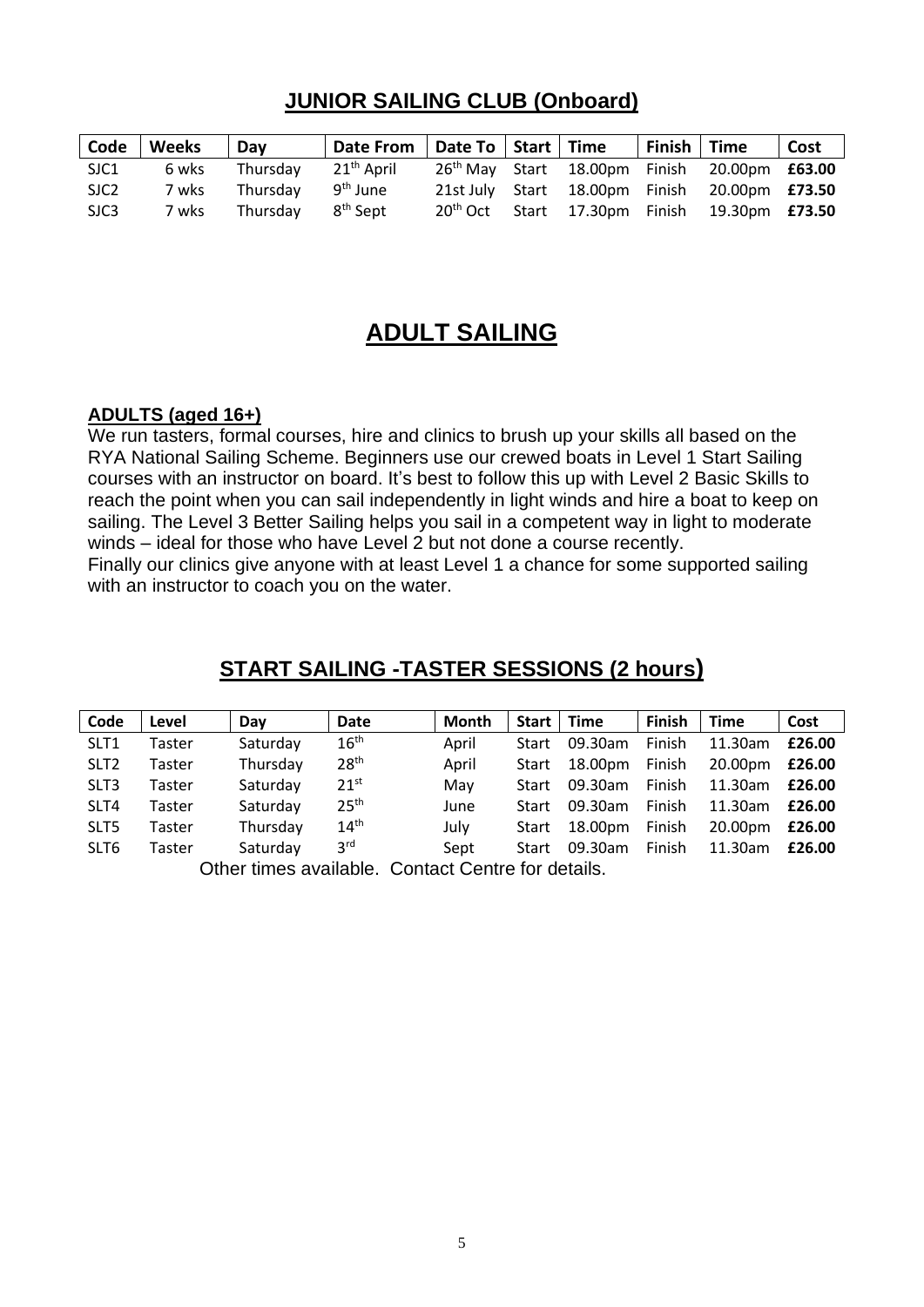## JUNIOR SAILING CLUB (Onboard)

| Code | Weeks | Day | Date From | Date To | Start | Time | Finish | Time | Cost |
|---|---|---|---|---|---|---|---|---|---|
| SJC1 | 6 wks | Thursday | 21th April | 26th May | Start | 18.00pm | Finish | 20.00pm | **£63.00** |
| SJC2 | 7 wks | Thursday | 9th June | 21st July | Start | 18.00pm | Finish | 20.00pm | **£73.50** |
| SJC3 | 7 wks | Thursday | 8th Sept | 20th Oct | Start | 17.30pm | Finish | 19.30pm | **£73.50** |

# ADULT SAILING

**ADULTS (aged 16+)**

We run tasters, formal courses, hire and clinics to brush up your skills all based on the RYA National Sailing Scheme. Beginners use our crewed boats in Level 1 Start Sailing courses with an instructor on board. It's best to follow this up with Level 2 Basic Skills to reach the point when you can sail independently in light winds and hire a boat to keep on sailing. The Level 3 Better Sailing helps you sail in a competent way in light to moderate winds – ideal for those who have Level 2 but not done a course recently.

Finally our clinics give anyone with at least Level 1 a chance for some supported sailing with an instructor to coach you on the water.

## START SAILING -TASTER SESSIONS (2 hours)

| Code | Level | Day | Date | Month | Start | Time | Finish | Time | Cost |
|---|---|---|---|---|---|---|---|---|---|
| SLT1 | Taster | Saturday | 16th | April | Start | 09.30am | Finish | 11.30am | **£26.00** |
| SLT2 | Taster | Thursday | 28th | April | Start | 18.00pm | Finish | 20.00pm | **£26.00** |
| SLT3 | Taster | Saturday | 21st | May | Start | 09.30am | Finish | 11.30am | **£26.00** |
| SLT4 | Taster | Saturday | 25th | June | Start | 09.30am | Finish | 11.30am | **£26.00** |
| SLT5 | Taster | Thursday | 14th | July | Start | 18.00pm | Finish | 20.00pm | **£26.00** |
| SLT6 | Taster | Saturday | 3rd | Sept | Start | 09.30am | Finish | 11.30am | **£26.00** |

Other times available. Contact Centre for details.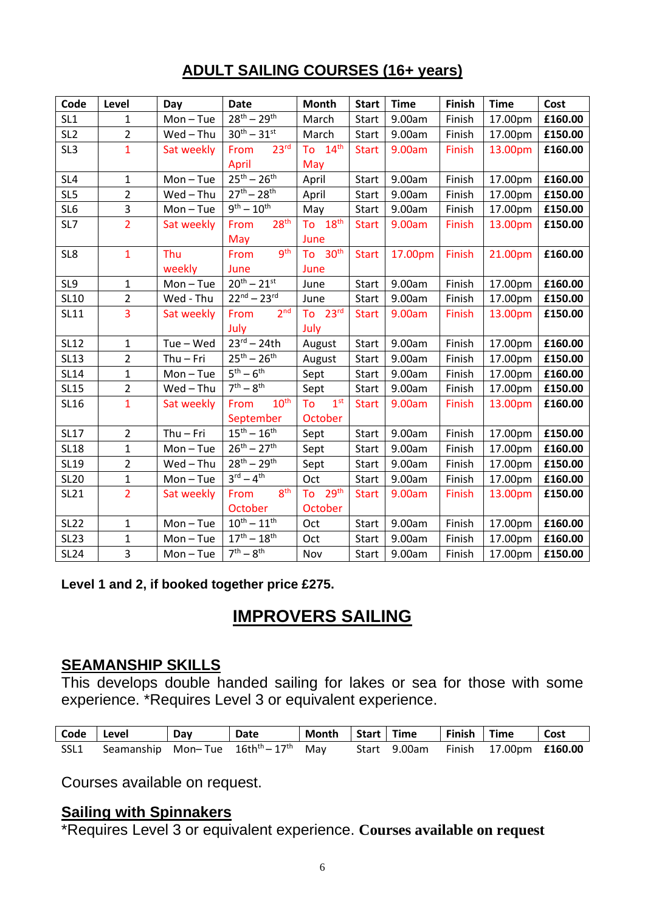# ADULT SAILING COURSES (16+ years)

| Code | Level | Day | Date | Month | Start | Time | Finish | Time | Cost |
|---|---|---|---|---|---|---|---|---|---|
| SL1 | 1 | Mon – Tue | 28th – 29th | March | Start | 9.00am | Finish | 17.00pm | **£160.00** |
| SL2 | 2 | Wed – Thu | 30th – 31st | March | Start | 9.00am | Finish | 17.00pm | **£150.00** |
| SL3 | 1 | Sat weekly | From 23rd April | To 14th May | Start | 9.00am | Finish | 13.00pm | **£160.00** |
| SL4 | 1 | Mon – Tue | 25th – 26th | April | Start | 9.00am | Finish | 17.00pm | **£160.00** |
| SL5 | 2 | Wed – Thu | 27th – 28th | April | Start | 9.00am | Finish | 17.00pm | **£150.00** |
| SL6 | 3 | Mon – Tue | 9th – 10th | May | Start | 9.00am | Finish | 17.00pm | **£150.00** |
| SL7 | 2 | Sat weekly | From 28th May | To 18th June | Start | 9.00am | Finish | 13.00pm | **£150.00** |
| SL8 | 1 | Thu weekly | From 9th June | To 30th June | Start | 17.00pm | Finish | 21.00pm | **£160.00** |
| SL9 | 1 | Mon – Tue | 20th – 21st | June | Start | 9.00am | Finish | 17.00pm | **£160.00** |
| SL10 | 2 | Wed - Thu | 22nd – 23rd | June | Start | 9.00am | Finish | 17.00pm | **£150.00** |
| SL11 | 3 | Sat weekly | From 2nd July | To 23rd July | Start | 9.00am | Finish | 13.00pm | **£150.00** |
| SL12 | 1 | Tue – Wed | 23rd – 24th | August | Start | 9.00am | Finish | 17.00pm | **£160.00** |
| SL13 | 2 | Thu – Fri | 25th – 26th | August | Start | 9.00am | Finish | 17.00pm | **£150.00** |
| SL14 | 1 | Mon – Tue | 5th – 6th | Sept | Start | 9.00am | Finish | 17.00pm | **£160.00** |
| SL15 | 2 | Wed – Thu | 7th – 8th | Sept | Start | 9.00am | Finish | 17.00pm | **£150.00** |
| SL16 | 1 | Sat weekly | From 10th September | To 1st October | Start | 9.00am | Finish | 13.00pm | **£160.00** |
| SL17 | 2 | Thu – Fri | 15th – 16th | Sept | Start | 9.00am | Finish | 17.00pm | **£150.00** |
| SL18 | 1 | Mon – Tue | 26th – 27th | Sept | Start | 9.00am | Finish | 17.00pm | **£160.00** |
| SL19 | 2 | Wed – Thu | 28th – 29th | Sept | Start | 9.00am | Finish | 17.00pm | **£150.00** |
| SL20 | 1 | Mon – Tue | 3rd – 4th | Oct | Start | 9.00am | Finish | 17.00pm | **£160.00** |
| SL21 | 2 | Sat weekly | From 8th October | To 29th October | Start | 9.00am | Finish | 13.00pm | **£150.00** |
| SL22 | 1 | Mon – Tue | 10th – 11th | Oct | Start | 9.00am | Finish | 17.00pm | **£160.00** |
| SL23 | 1 | Mon – Tue | 17th – 18th | Oct | Start | 9.00am | Finish | 17.00pm | **£160.00** |
| SL24 | 3 | Mon – Tue | 7th – 8th | Nov | Start | 9.00am | Finish | 17.00pm | **£150.00** |

**Level 1 and 2, if booked together price £275.**

# IMPROVERS SAILING

## SEAMANSHIP SKILLS

This develops double handed sailing for lakes or sea for those with some experience. *Requires Level 3 or equivalent experience.

| Code | Level | Day | Date | Month | Start | Time | Finish | Time | Cost |
|---|---|---|---|---|---|---|---|---|---|
| SSL1 | Seamanship | Mon– Tue | 16thth – 17th | May | Start | 9.00am | Finish | 17.00pm | **£160.00** |

Courses available on request.

## Sailing with Spinnakers

*Requires Level 3 or equivalent experience. **Courses available on request**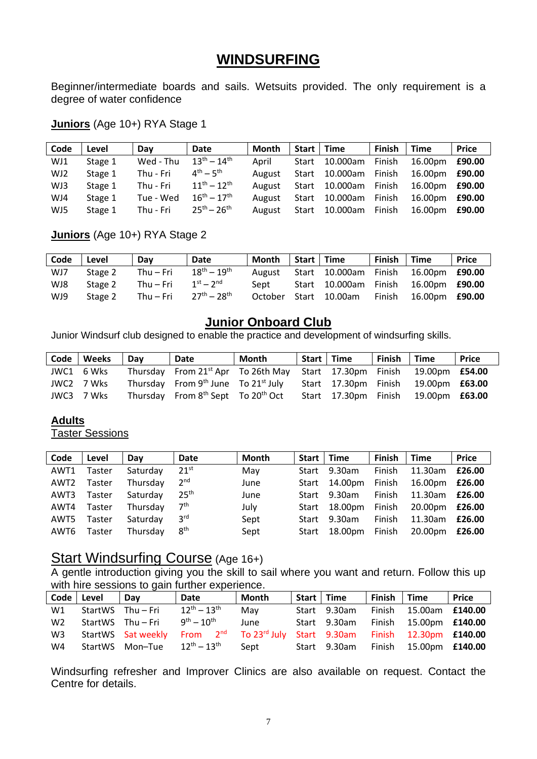# WINDSURFING

Beginner/intermediate boards and sails. Wetsuits provided. The only requirement is a degree of water confidence

**Juniors** (Age 10+) RYA Stage 1

| Code | Level | Day | Date | Month | Start | Time | Finish | Time | Price |
|---|---|---|---|---|---|---|---|---|---|
| WJ1 | Stage 1 | Wed - Thu | 13th – 14th | April | Start | 10.000am | Finish | 16.00pm | **£90.00** |
| WJ2 | Stage 1 | Thu - Fri | 4th – 5th | August | Start | 10.000am | Finish | 16.00pm | **£90.00** |
| WJ3 | Stage 1 | Thu - Fri | 11th – 12th | August | Start | 10.000am | Finish | 16.00pm | **£90.00** |
| WJ4 | Stage 1 | Tue - Wed | 16th – 17th | August | Start | 10.000am | Finish | 16.00pm | **£90.00** |
| WJ5 | Stage 1 | Thu - Fri | 25th – 26th | August | Start | 10.000am | Finish | 16.00pm | **£90.00** |

**Juniors** (Age 10+) RYA Stage 2

| Code | Level | Day | Date | Month | Start | Time | Finish | Time | Price |
|---|---|---|---|---|---|---|---|---|---|
| WJ7 | Stage 2 | Thu – Fri | 18th – 19th | August | Start | 10.000am | Finish | 16.00pm | **£90.00** |
| WJ8 | Stage 2 | Thu – Fri | 1st – 2nd | Sept | Start | 10.000am | Finish | 16.00pm | **£90.00** |
| WJ9 | Stage 2 | Thu – Fri | 27th – 28th | October | Start | 10.00am | Finish | 16.00pm | **£90.00** |

## Junior Onboard Club

Junior Windsurf club designed to enable the practice and development of windsurfing skills.

| Code | Weeks | Day | Date | Month | Start | Time | Finish | Time | Price |
|---|---|---|---|---|---|---|---|---|---|
| JWC1 | 6 Wks | Thursday | From 21st Apr | To 26th May | Start | 17.30pm | Finish | 19.00pm | **£54.00** |
| JWC2 | 7 Wks | Thursday | From 9th June | To 21st July | Start | 17.30pm | Finish | 19.00pm | **£63.00** |
| JWC3 | 7 Wks | Thursday | From 8th Sept | To 20th Oct | Start | 17.30pm | Finish | 19.00pm | **£63.00** |

**Adults**

Taster Sessions

| Code | Level | Day | Date | Month | Start | Time | Finish | Time | Price |
|---|---|---|---|---|---|---|---|---|---|
| AWT1 | Taster | Saturday | 21st | May | Start | 9.30am | Finish | 11.30am | **£26.00** |
| AWT2 | Taster | Thursday | 2nd | June | Start | 14.00pm | Finish | 16.00pm | **£26.00** |
| AWT3 | Taster | Saturday | 25th | June | Start | 9.30am | Finish | 11.30am | **£26.00** |
| AWT4 | Taster | Thursday | 7th | July | Start | 18.00pm | Finish | 20.00pm | **£26.00** |
| AWT5 | Taster | Saturday | 3rd | Sept | Start | 9.30am | Finish | 11.30am | **£26.00** |
| AWT6 | Taster | Thursday | 8th | Sept | Start | 18.00pm | Finish | 20.00pm | **£26.00** |

## Start Windsurfing Course (Age 16+)

A gentle introduction giving you the skill to sail where you want and return. Follow this up with hire sessions to gain further experience.

| Code | Level | Day | Date | Month | Start | Time | Finish | Time | Price |
|---|---|---|---|---|---|---|---|---|---|
| W1 | StartWS | Thu – Fri | 12th – 13th | May | Start | 9.30am | Finish | 15.00am | **£140.00** |
| W2 | StartWS | Thu – Fri | 9th – 10th | June | Start | 9.30am | Finish | 15.00pm | **£140.00** |
| W3 | StartWS | Sat weekly | From 2nd | To 23rd July | Start | 9.30am | Finish | 12.30pm | **£140.00** |
| W4 | StartWS | Mon–Tue | 12th – 13th | Sept | Start | 9.30am | Finish | 15.00pm | **£140.00** |

Windsurfing refresher and Improver Clinics are also available on request. Contact the Centre for details.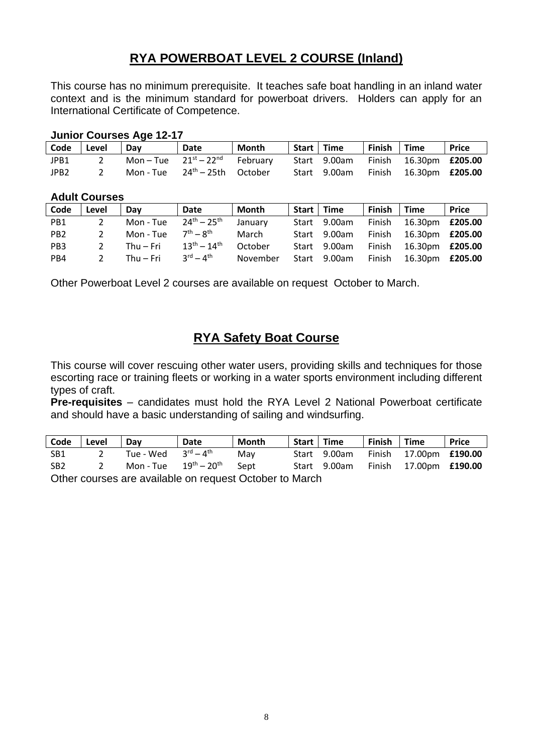## RYA POWERBOAT LEVEL 2 COURSE (Inland)

This course has no minimum prerequisite. It teaches safe boat handling in an inland water context and is the minimum standard for powerboat drivers. Holders can apply for an International Certificate of Competence.

**Junior Courses Age 12-17**

| Code | Level | Day | Date | Month | Start | Time | Finish | Time | Price |
|---|---|---|---|---|---|---|---|---|---|
| JPB1 | 2 | Mon – Tue | 21st – 22nd | February | Start | 9.00am | Finish | 16.30pm | **£205.00** |
| JPB2 | 2 | Mon - Tue | 24th – 25th | October | Start | 9.00am | Finish | 16.30pm | **£205.00** |

**Adult Courses**

| Code | Level | Day | Date | Month | Start | Time | Finish | Time | Price |
|---|---|---|---|---|---|---|---|---|---|
| PB1 | 2 | Mon - Tue | 24th – 25th | January | Start | 9.00am | Finish | 16.30pm | **£205.00** |
| PB2 | 2 | Mon - Tue | 7th – 8th | March | Start | 9.00am | Finish | 16.30pm | **£205.00** |
| PB3 | 2 | Thu – Fri | 13th – 14th | October | Start | 9.00am | Finish | 16.30pm | **£205.00** |
| PB4 | 2 | Thu – Fri | 3rd – 4th | November | Start | 9.00am | Finish | 16.30pm | **£205.00** |

Other Powerboat Level 2 courses are available on request October to March.

## RYA Safety Boat Course

This course will cover rescuing other water users, providing skills and techniques for those escorting race or training fleets or working in a water sports environment including different types of craft.

**Pre-requisites** – candidates must hold the RYA Level 2 National Powerboat certificate and should have a basic understanding of sailing and windsurfing.

| Code | Level | Day | Date | Month | Start | Time | Finish | Time | Price |
|---|---|---|---|---|---|---|---|---|---|
| SB1 | 2 | Tue - Wed | 3rd – 4th | May | Start | 9.00am | Finish | 17.00pm | **£190.00** |
| SB2 | 2 | Mon - Tue | 19th – 20th | Sept | Start | 9.00am | Finish | 17.00pm | **£190.00** |

Other courses are available on request October to March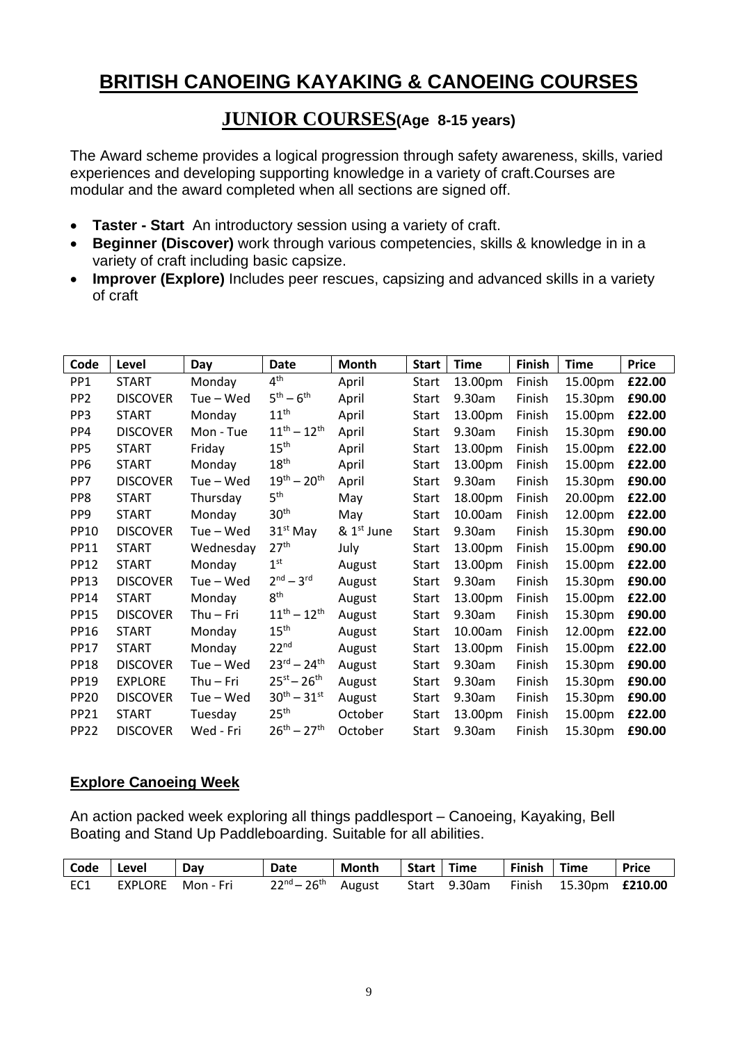# BRITISH CANOEING KAYAKING & CANOEING COURSES

## JUNIOR COURSES(Age 8-15 years)

The Award scheme provides a logical progression through safety awareness, skills, varied experiences and developing supporting knowledge in a variety of craft.Courses are modular and the award completed when all sections are signed off.

- **Taster - Start** An introductory session using a variety of craft.
- **Beginner (Discover)** work through various competencies, skills & knowledge in in a variety of craft including basic capsize.
- **Improver (Explore)** Includes peer rescues, capsizing and advanced skills in a variety of craft

| Code | Level | Day | Date | Month | Start | Time | Finish | Time | Price |
|---|---|---|---|---|---|---|---|---|---|
| PP1 | START | Monday | 4th | April | Start | 13.00pm | Finish | 15.00pm | **£22.00** |
| PP2 | DISCOVER | Tue – Wed | 5th – 6th | April | Start | 9.30am | Finish | 15.30pm | **£90.00** |
| PP3 | START | Monday | 11th | April | Start | 13.00pm | Finish | 15.00pm | **£22.00** |
| PP4 | DISCOVER | Mon - Tue | 11th – 12th | April | Start | 9.30am | Finish | 15.30pm | **£90.00** |
| PP5 | START | Friday | 15th | April | Start | 13.00pm | Finish | 15.00pm | **£22.00** |
| PP6 | START | Monday | 18th | April | Start | 13.00pm | Finish | 15.00pm | **£22.00** |
| PP7 | DISCOVER | Tue – Wed | 19th – 20th | April | Start | 9.30am | Finish | 15.30pm | **£90.00** |
| PP8 | START | Thursday | 5th | May | Start | 18.00pm | Finish | 20.00pm | **£22.00** |
| PP9 | START | Monday | 30th | May | Start | 10.00am | Finish | 12.00pm | **£22.00** |
| PP10 | DISCOVER | Tue – Wed | 31st May | & 1st June | Start | 9.30am | Finish | 15.30pm | **£90.00** |
| PP11 | START | Wednesday | 27th | July | Start | 13.00pm | Finish | 15.00pm | **£90.00** |
| PP12 | START | Monday | 1st | August | Start | 13.00pm | Finish | 15.00pm | **£22.00** |
| PP13 | DISCOVER | Tue – Wed | 2nd – 3rd | August | Start | 9.30am | Finish | 15.30pm | **£90.00** |
| PP14 | START | Monday | 8th | August | Start | 13.00pm | Finish | 15.00pm | **£22.00** |
| PP15 | DISCOVER | Thu – Fri | 11th – 12th | August | Start | 9.30am | Finish | 15.30pm | **£90.00** |
| PP16 | START | Monday | 15th | August | Start | 10.00am | Finish | 12.00pm | **£22.00** |
| PP17 | START | Monday | 22nd | August | Start | 13.00pm | Finish | 15.00pm | **£22.00** |
| PP18 | DISCOVER | Tue – Wed | 23rd – 24th | August | Start | 9.30am | Finish | 15.30pm | **£90.00** |
| PP19 | EXPLORE | Thu – Fri | 25st – 26th | August | Start | 9.30am | Finish | 15.30pm | **£90.00** |
| PP20 | DISCOVER | Tue – Wed | 30th – 31st | August | Start | 9.30am | Finish | 15.30pm | **£90.00** |
| PP21 | START | Tuesday | 25th | October | Start | 13.00pm | Finish | 15.00pm | **£22.00** |
| PP22 | DISCOVER | Wed - Fri | 26th – 27th | October | Start | 9.30am | Finish | 15.30pm | **£90.00** |

### Explore Canoeing Week

An action packed week exploring all things paddlesport – Canoeing, Kayaking, Bell Boating and Stand Up Paddleboarding. Suitable for all abilities.

| Code | Level | Day | Date | Month | Start | Time | Finish | Time | Price |
|---|---|---|---|---|---|---|---|---|---|
| EC1 | EXPLORE | Mon - Fri | 22nd – 26th | August | Start | 9.30am | Finish | 15.30pm | **£210.00** |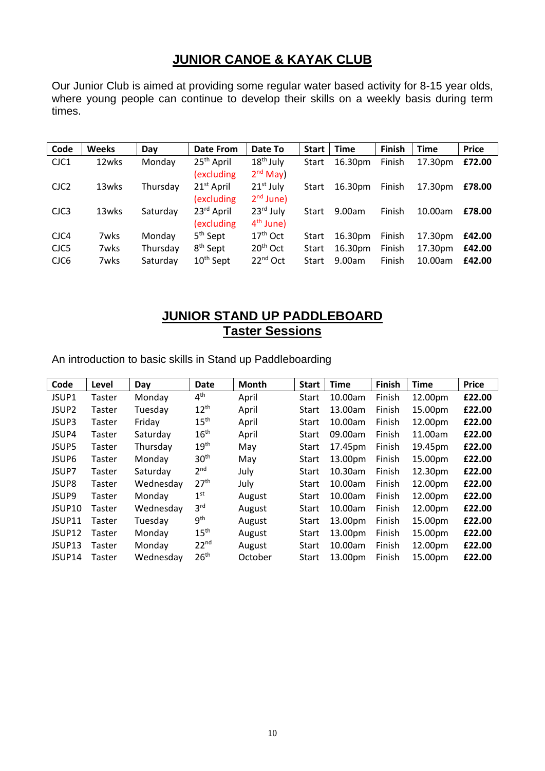# JUNIOR CANOE & KAYAK CLUB

Our Junior Club is aimed at providing some regular water based activity for 8-15 year olds, where young people can continue to develop their skills on a weekly basis during term times.

| Code | Weeks | Day | Date From | Date To | Start | Time | Finish | Time | Price |
|---|---|---|---|---|---|---|---|---|---|
| CJC1 | 12wks | Monday | 25th April (excluding | 18th July 2nd May) | Start | 16.30pm | Finish | 17.30pm | **£72.00** |
| CJC2 | 13wks | Thursday | 21st April (excluding | 21st July 2nd June) | Start | 16.30pm | Finish | 17.30pm | **£78.00** |
| CJC3 | 13wks | Saturday | 23rd April (excluding | 23rd July 4th June) | Start | 9.00am | Finish | 10.00am | **£78.00** |
| CJC4 | 7wks | Monday | 5th Sept | 17th Oct | Start | 16.30pm | Finish | 17.30pm | **£42.00** |
| CJC5 | 7wks | Thursday | 8th Sept | 20th Oct | Start | 16.30pm | Finish | 17.30pm | **£42.00** |
| CJC6 | 7wks | Saturday | 10th Sept | 22nd Oct | Start | 9.00am | Finish | 10.00am | **£42.00** |

# JUNIOR STAND UP PADDLEBOARD
## Taster Sessions

An introduction to basic skills in Stand up Paddleboarding

| Code | Level | Day | Date | Month | Start | Time | Finish | Time | Price |
|---|---|---|---|---|---|---|---|---|---|
| JSUP1 | Taster | Monday | 4th | April | Start | 10.00am | Finish | 12.00pm | **£22.00** |
| JSUP2 | Taster | Tuesday | 12th | April | Start | 13.00am | Finish | 15.00pm | **£22.00** |
| JSUP3 | Taster | Friday | 15th | April | Start | 10.00am | Finish | 12.00pm | **£22.00** |
| JSUP4 | Taster | Saturday | 16th | April | Start | 09.00am | Finish | 11.00am | **£22.00** |
| JSUP5 | Taster | Thursday | 19th | May | Start | 17.45pm | Finish | 19.45pm | **£22.00** |
| JSUP6 | Taster | Monday | 30th | May | Start | 13.00pm | Finish | 15.00pm | **£22.00** |
| JSUP7 | Taster | Saturday | 2nd | July | Start | 10.30am | Finish | 12.30pm | **£22.00** |
| JSUP8 | Taster | Wednesday | 27th | July | Start | 10.00am | Finish | 12.00pm | **£22.00** |
| JSUP9 | Taster | Monday | 1st | August | Start | 10.00am | Finish | 12.00pm | **£22.00** |
| JSUP10 | Taster | Wednesday | 3rd | August | Start | 10.00am | Finish | 12.00pm | **£22.00** |
| JSUP11 | Taster | Tuesday | 9th | August | Start | 13.00pm | Finish | 15.00pm | **£22.00** |
| JSUP12 | Taster | Monday | 15th | August | Start | 13.00pm | Finish | 15.00pm | **£22.00** |
| JSUP13 | Taster | Monday | 22nd | August | Start | 10.00am | Finish | 12.00pm | **£22.00** |
| JSUP14 | Taster | Wednesday | 26th | October | Start | 13.00pm | Finish | 15.00pm | **£22.00** |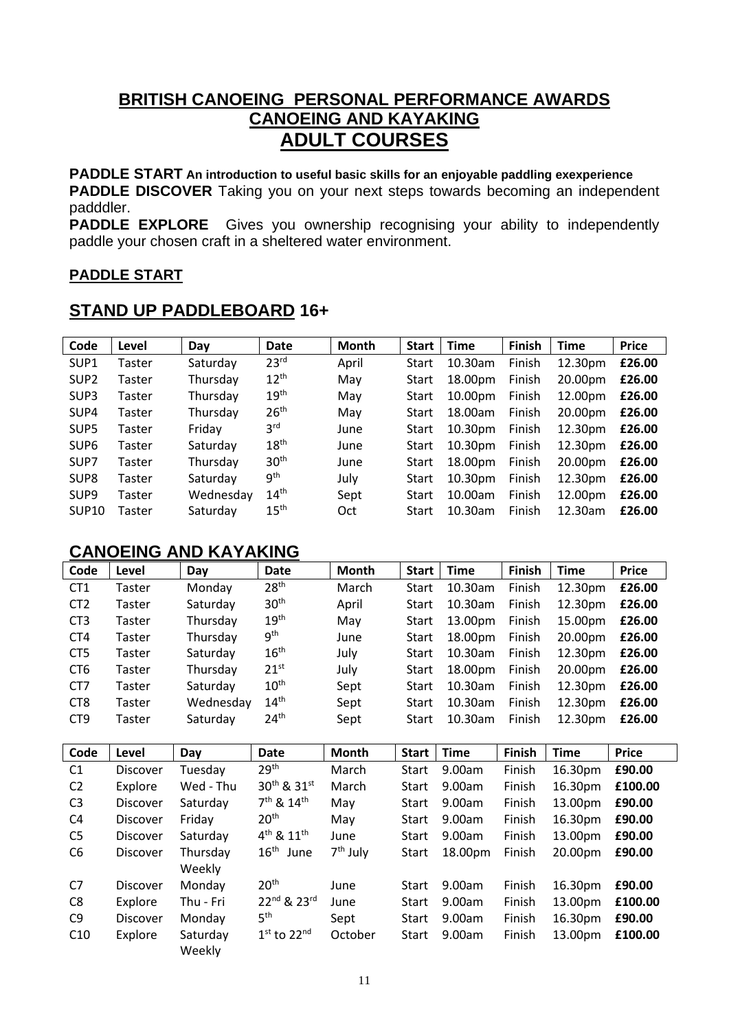## BRITISH CANOEING PERSONAL PERFORMANCE AWARDS
## CANOEING AND KAYAKING
# ADULT COURSES

**PADDLE START An introduction to useful basic skills for an enjoyable paddling exexperience**
**PADDLE DISCOVER** Taking you on your next steps towards becoming an independent padddler.
**PADDLE EXPLORE** Gives you ownership recognising your ability to independently paddle your chosen craft in a sheltered water environment.

### PADDLE START

## STAND UP PADDLEBOARD 16+

| Code | Level | Day | Date | Month | Start | Time | Finish | Time | Price |
|---|---|---|---|---|---|---|---|---|---|
| SUP1 | Taster | Saturday | 23rd | April | Start | 10.30am | Finish | 12.30pm | **£26.00** |
| SUP2 | Taster | Thursday | 12th | May | Start | 18.00pm | Finish | 20.00pm | **£26.00** |
| SUP3 | Taster | Thursday | 19th | May | Start | 10.00pm | Finish | 12.00pm | **£26.00** |
| SUP4 | Taster | Thursday | 26th | May | Start | 18.00am | Finish | 20.00pm | **£26.00** |
| SUP5 | Taster | Friday | 3rd | June | Start | 10.30pm | Finish | 12.30pm | **£26.00** |
| SUP6 | Taster | Saturday | 18th | June | Start | 10.30pm | Finish | 12.30pm | **£26.00** |
| SUP7 | Taster | Thursday | 30th | June | Start | 18.00pm | Finish | 20.00pm | **£26.00** |
| SUP8 | Taster | Saturday | 9th | July | Start | 10.30pm | Finish | 12.30pm | **£26.00** |
| SUP9 | Taster | Wednesday | 14th | Sept | Start | 10.00am | Finish | 12.00pm | **£26.00** |
| SUP10 | Taster | Saturday | 15th | Oct | Start | 10.30am | Finish | 12.30am | **£26.00** |

## CANOEING AND KAYAKING

| Code | Level | Day | Date | Month | Start | Time | Finish | Time | Price |
|---|---|---|---|---|---|---|---|---|---|
| CT1 | Taster | Monday | 28th | March | Start | 10.30am | Finish | 12.30pm | **£26.00** |
| CT2 | Taster | Saturday | 30th | April | Start | 10.30am | Finish | 12.30pm | **£26.00** |
| CT3 | Taster | Thursday | 19th | May | Start | 13.00pm | Finish | 15.00pm | **£26.00** |
| CT4 | Taster | Thursday | 9th | June | Start | 18.00pm | Finish | 20.00pm | **£26.00** |
| CT5 | Taster | Saturday | 16th | July | Start | 10.30am | Finish | 12.30pm | **£26.00** |
| CT6 | Taster | Thursday | 21st | July | Start | 18.00pm | Finish | 20.00pm | **£26.00** |
| CT7 | Taster | Saturday | 10th | Sept | Start | 10.30am | Finish | 12.30pm | **£26.00** |
| CT8 | Taster | Wednesday | 14th | Sept | Start | 10.30am | Finish | 12.30pm | **£26.00** |
| CT9 | Taster | Saturday | 24th | Sept | Start | 10.30am | Finish | 12.30pm | **£26.00** |

| Code | Level | Day | Date | Month | Start | Time | Finish | Time | Price |
|---|---|---|---|---|---|---|---|---|---|
| C1 | Discover | Tuesday | 29th | March | Start | 9.00am | Finish | 16.30pm | **£90.00** |
| C2 | Explore | Wed - Thu | 30th & 31st | March | Start | 9.00am | Finish | 16.30pm | **£100.00** |
| C3 | Discover | Saturday | 7th & 14th | May | Start | 9.00am | Finish | 13.00pm | **£90.00** |
| C4 | Discover | Friday | 20th | May | Start | 9.00am | Finish | 16.30pm | **£90.00** |
| C5 | Discover | Saturday | 4th & 11th | June | Start | 9.00am | Finish | 13.00pm | **£90.00** |
| C6 | Discover | Thursday Weekly | 16th June | 7th July | Start | 18.00pm | Finish | 20.00pm | **£90.00** |
| C7 | Discover | Monday | 20th | June | Start | 9.00am | Finish | 16.30pm | **£90.00** |
| C8 | Explore | Thu - Fri | 22nd & 23rd | June | Start | 9.00am | Finish | 13.00pm | **£100.00** |
| C9 | Discover | Monday | 5th | Sept | Start | 9.00am | Finish | 16.30pm | **£90.00** |
| C10 | Explore | Saturday Weekly | 1st to 22nd | October | Start | 9.00am | Finish | 13.00pm | **£100.00** |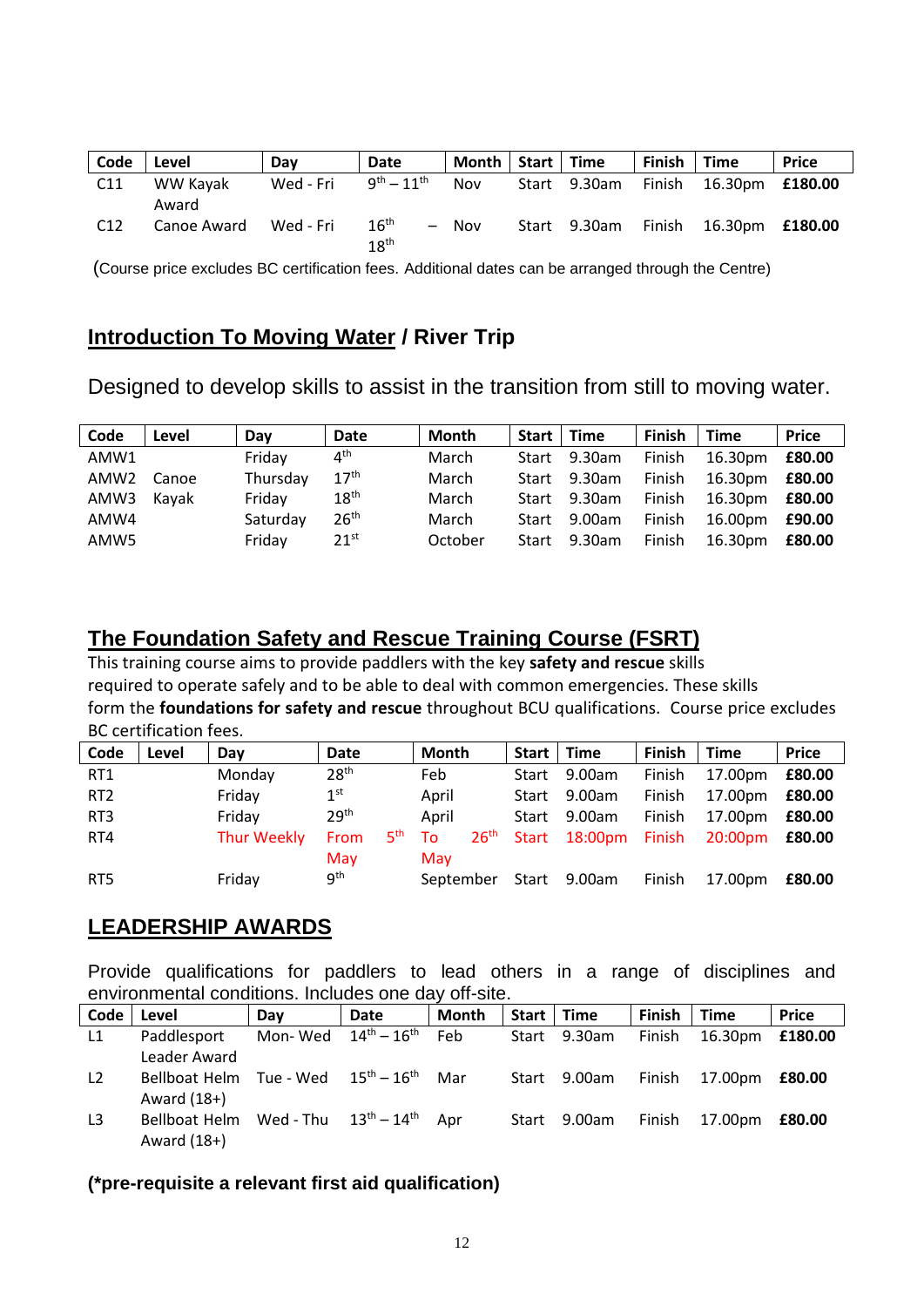| Code | Level | Day | Date | Month | Start | Time | Finish | Time | Price |
|---|---|---|---|---|---|---|---|---|---|
| C11 | WW Kayak Award | Wed - Fri | 9th – 11th | Nov | Start | 9.30am | Finish | 16.30pm | **£180.00** |
| C12 | Canoe Award | Wed - Fri | 16th – 18th | Nov | Start | 9.30am | Finish | 16.30pm | **£180.00** |

(Course price excludes BC certification fees. Additional dates can be arranged through the Centre)

## Introduction To Moving Water / River Trip

Designed to develop skills to assist in the transition from still to moving water.

| Code | Level | Day | Date | Month | Start | Time | Finish | Time | Price |
|---|---|---|---|---|---|---|---|---|---|
| AMW1 | | Friday | 4th | March | Start | 9.30am | Finish | 16.30pm | **£80.00** |
| AMW2 | Canoe | Thursday | 17th | March | Start | 9.30am | Finish | 16.30pm | **£80.00** |
| AMW3 | Kayak | Friday | 18th | March | Start | 9.30am | Finish | 16.30pm | **£80.00** |
| AMW4 | | Saturday | 26th | March | Start | 9.00am | Finish | 16.00pm | **£90.00** |
| AMW5 | | Friday | 21st | October | Start | 9.30am | Finish | 16.30pm | **£80.00** |

## The Foundation Safety and Rescue Training Course (FSRT)

This training course aims to provide paddlers with the key **safety and rescue** skills required to operate safely and to be able to deal with common emergencies. These skills form the **foundations for safety and rescue** throughout BCU qualifications. Course price excludes BC certification fees.

| Code | Level | Day | Date | Month | Start | Time | Finish | Time | Price |
|---|---|---|---|---|---|---|---|---|---|
| RT1 | | Monday | 28th | Feb | Start | 9.00am | Finish | 17.00pm | **£80.00** |
| RT2 | | Friday | 1st | April | Start | 9.00am | Finish | 17.00pm | **£80.00** |
| RT3 | | Friday | 29th | April | Start | 9.00am | Finish | 17.00pm | **£80.00** |
| RT4 | | Thur Weekly | From 5th May | To 26th May | Start | 18:00pm | Finish | 20:00pm | **£80.00** |
| RT5 | | Friday | 9th | September | Start | 9.00am | Finish | 17.00pm | **£80.00** |

## LEADERSHIP AWARDS

Provide qualifications for paddlers to lead others in a range of disciplines and environmental conditions. Includes one day off-site.

| Code | Level | Day | Date | Month | Start | Time | Finish | Time | Price |
|---|---|---|---|---|---|---|---|---|---|
| L1 | Paddlesport Leader Award | Mon- Wed | 14th – 16th | Feb | Start | 9.30am | Finish | 16.30pm | **£180.00** |
| L2 | Bellboat Helm Award (18+) | Tue - Wed | 15th – 16th | Mar | Start | 9.00am | Finish | 17.00pm | **£80.00** |
| L3 | Bellboat Helm Award (18+) | Wed - Thu | 13th – 14th | Apr | Start | 9.00am | Finish | 17.00pm | **£80.00** |

**(*pre-requisite a relevant first aid qualification)**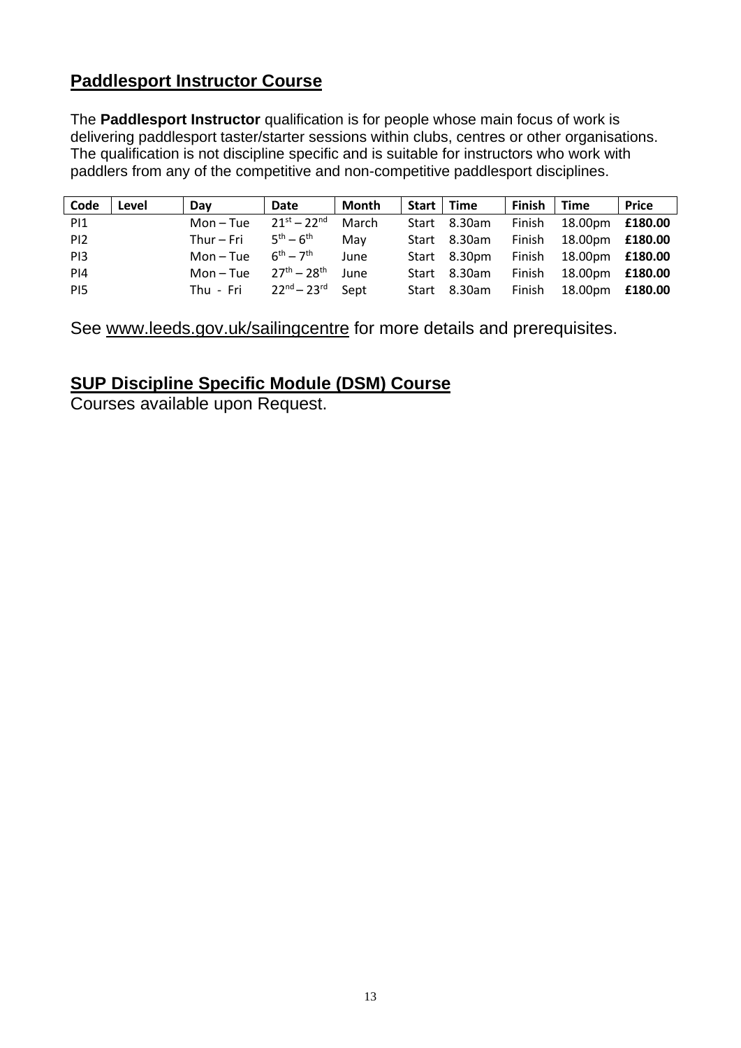## Paddlesport Instructor Course

The **Paddlesport Instructor** qualification is for people whose main focus of work is delivering paddlesport taster/starter sessions within clubs, centres or other organisations. The qualification is not discipline specific and is suitable for instructors who work with paddlers from any of the competitive and non-competitive paddlesport disciplines.

| Code | Level | Day | Date | Month | Start | Time | Finish | Time | Price |
|---|---|---|---|---|---|---|---|---|---|
| PI1 | | Mon – Tue | 21st – 22nd | March | Start | 8.30am | Finish | 18.00pm | **£180.00** |
| PI2 | | Thur – Fri | 5th – 6th | May | Start | 8.30am | Finish | 18.00pm | **£180.00** |
| PI3 | | Mon – Tue | 6th – 7th | June | Start | 8.30pm | Finish | 18.00pm | **£180.00** |
| PI4 | | Mon – Tue | 27th – 28th | June | Start | 8.30am | Finish | 18.00pm | **£180.00** |
| PI5 | | Thu - Fri | 22nd – 23rd | Sept | Start | 8.30am | Finish | 18.00pm | **£180.00** |

See www.leeds.gov.uk/sailingcentre for more details and prerequisites.

## SUP Discipline Specific Module (DSM) Course

Courses available upon Request.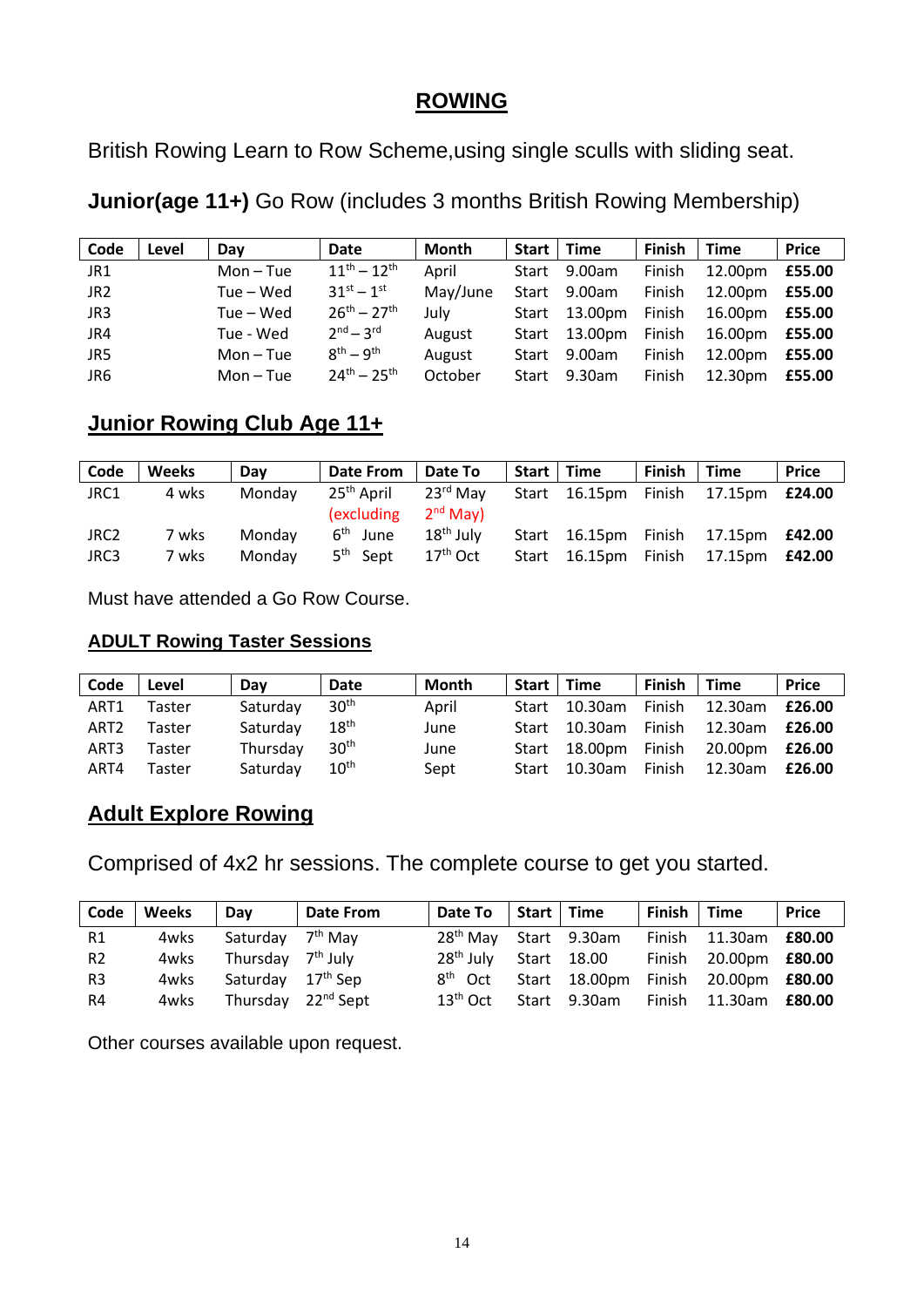# ROWING

British Rowing Learn to Row Scheme,using single sculls with sliding seat.

**Junior(age 11+)** Go Row (includes 3 months British Rowing Membership)

| Code | Level | Day | Date | Month | Start | Time | Finish | Time | Price |
|---|---|---|---|---|---|---|---|---|---|
| JR1 | | Mon – Tue | 11th – 12th | April | Start | 9.00am | Finish | 12.00pm | **£55.00** |
| JR2 | | Tue – Wed | 31st – 1st | May/June | Start | 9.00am | Finish | 12.00pm | **£55.00** |
| JR3 | | Tue – Wed | 26th – 27th | July | Start | 13.00pm | Finish | 16.00pm | **£55.00** |
| JR4 | | Tue - Wed | 2nd – 3rd | August | Start | 13.00pm | Finish | 16.00pm | **£55.00** |
| JR5 | | Mon – Tue | 8th – 9th | August | Start | 9.00am | Finish | 12.00pm | **£55.00** |
| JR6 | | Mon – Tue | 24th – 25th | October | Start | 9.30am | Finish | 12.30pm | **£55.00** |

## Junior Rowing Club Age 11+

| Code | Weeks | Day | Date From | Date To | Start | Time | Finish | Time | Price |
|---|---|---|---|---|---|---|---|---|---|
| JRC1 | 4 wks | Monday | 25th April (excluding | 23rd May 2nd May) | Start | 16.15pm | Finish | 17.15pm | **£24.00** |
| JRC2 | 7 wks | Monday | 6th June | 18th July | Start | 16.15pm | Finish | 17.15pm | **£42.00** |
| JRC3 | 7 wks | Monday | 5th Sept | 17th Oct | Start | 16.15pm | Finish | 17.15pm | **£42.00** |

Must have attended a Go Row Course.

## ADULT Rowing Taster Sessions

| Code | Level | Day | Date | Month | Start | Time | Finish | Time | Price |
|---|---|---|---|---|---|---|---|---|---|
| ART1 | Taster | Saturday | 30th | April | Start | 10.30am | Finish | 12.30am | **£26.00** |
| ART2 | Taster | Saturday | 18th | June | Start | 10.30am | Finish | 12.30am | **£26.00** |
| ART3 | Taster | Thursday | 30th | June | Start | 18.00pm | Finish | 20.00pm | **£26.00** |
| ART4 | Taster | Saturday | 10th | Sept | Start | 10.30am | Finish | 12.30am | **£26.00** |

## Adult Explore Rowing

Comprised of 4x2 hr sessions. The complete course to get you started.

| Code | Weeks | Day | Date From | Date To | Start | Time | Finish | Time | Price |
|---|---|---|---|---|---|---|---|---|---|
| R1 | 4wks | Saturday | 7th May | 28th May | Start | 9.30am | Finish | 11.30am | **£80.00** |
| R2 | 4wks | Thursday | 7th July | 28th July | Start | 18.00 | Finish | 20.00pm | **£80.00** |
| R3 | 4wks | Saturday | 17th Sep | 8th Oct | Start | 18.00pm | Finish | 20.00pm | **£80.00** |
| R4 | 4wks | Thursday | 22nd Sept | 13th Oct | Start | 9.30am | Finish | 11.30am | **£80.00** |

Other courses available upon request.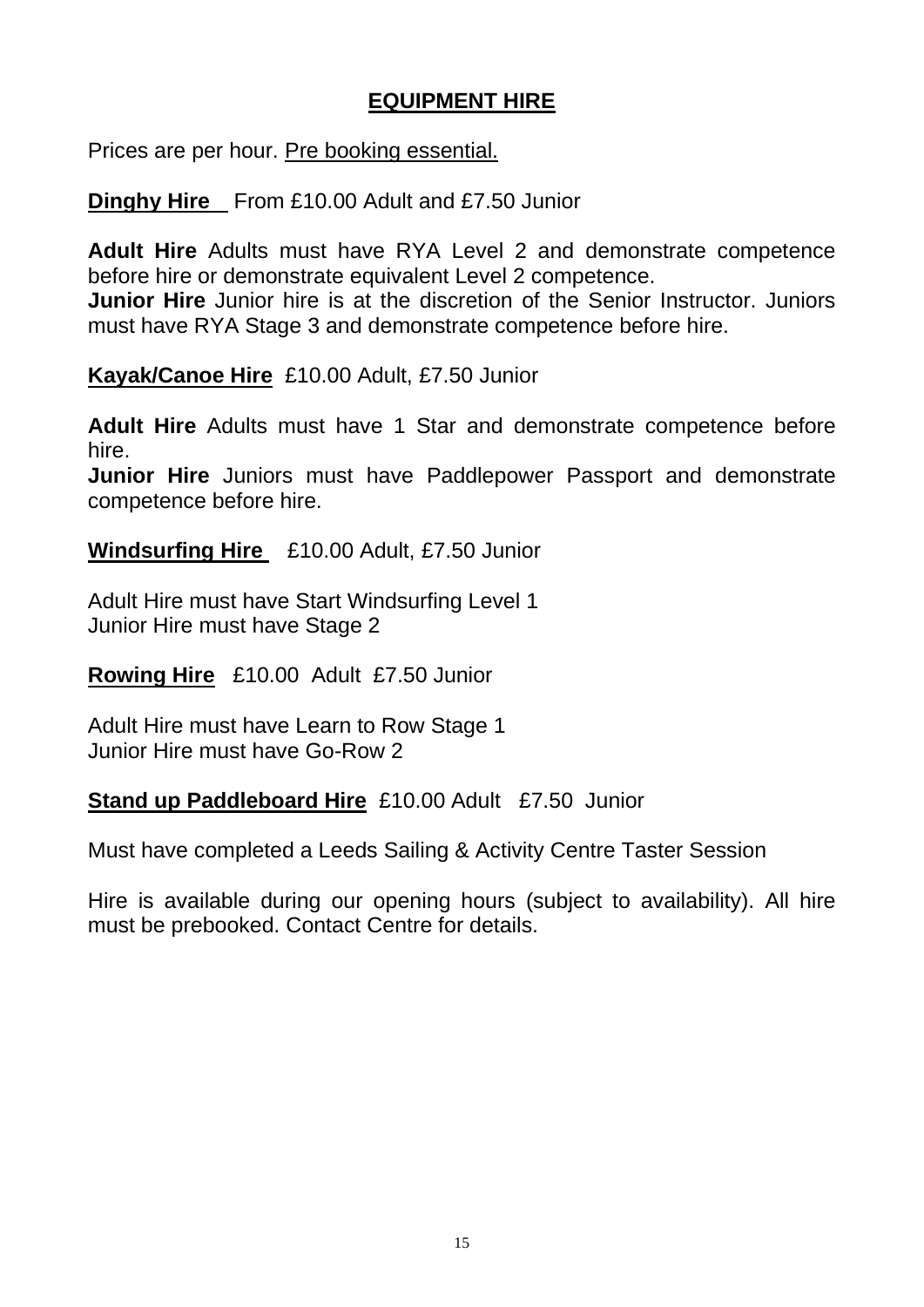## EQUIPMENT HIRE

Prices are per hour. Pre booking essential.

**Dinghy Hire** From £10.00 Adult and £7.50 Junior

**Adult Hire** Adults must have RYA Level 2 and demonstrate competence before hire or demonstrate equivalent Level 2 competence.
**Junior Hire** Junior hire is at the discretion of the Senior Instructor. Juniors must have RYA Stage 3 and demonstrate competence before hire.

**Kayak/Canoe Hire** £10.00 Adult, £7.50 Junior

**Adult Hire** Adults must have 1 Star and demonstrate competence before hire.
**Junior Hire** Juniors must have Paddlepower Passport and demonstrate competence before hire.

**Windsurfing Hire** £10.00 Adult, £7.50 Junior

Adult Hire must have Start Windsurfing Level 1
Junior Hire must have Stage 2

**Rowing Hire** £10.00 Adult £7.50 Junior

Adult Hire must have Learn to Row Stage 1
Junior Hire must have Go-Row 2

**Stand up Paddleboard Hire** £10.00 Adult £7.50 Junior

Must have completed a Leeds Sailing & Activity Centre Taster Session

Hire is available during our opening hours (subject to availability). All hire must be prebooked. Contact Centre for details.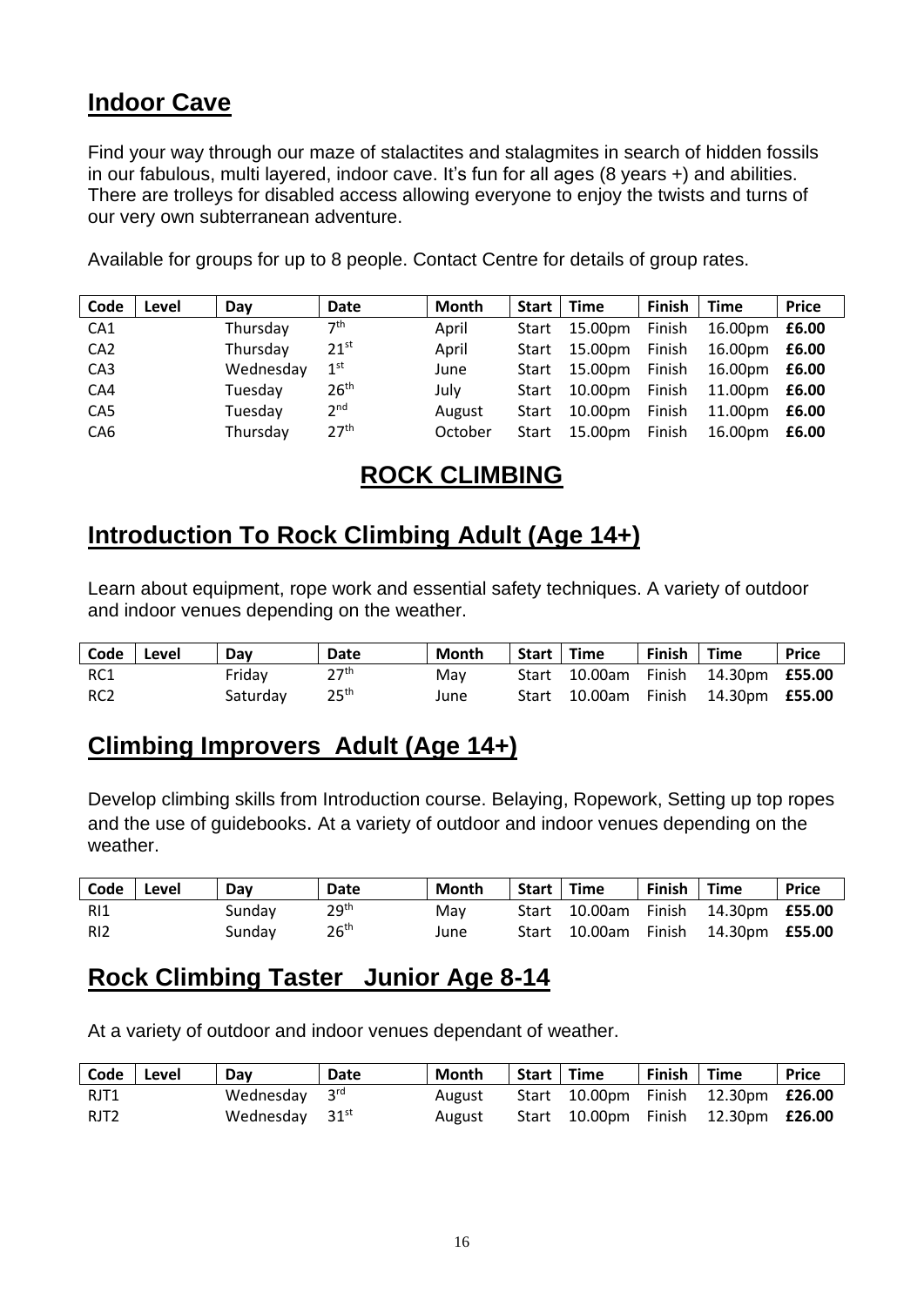## Indoor Cave

Find your way through our maze of stalactites and stalagmites in search of hidden fossils in our fabulous, multi layered, indoor cave. It's fun for all ages (8 years +) and abilities. There are trolleys for disabled access allowing everyone to enjoy the twists and turns of our very own subterranean adventure.

Available for groups for up to 8 people. Contact Centre for details of group rates.

| Code | Level | Day | Date | Month | Start | Time | Finish | Time | Price |
|---|---|---|---|---|---|---|---|---|---|
| CA1 | | Thursday | 7th | April | Start | 15.00pm | Finish | 16.00pm | **£6.00** |
| CA2 | | Thursday | 21st | April | Start | 15.00pm | Finish | 16.00pm | **£6.00** |
| CA3 | | Wednesday | 1st | June | Start | 15.00pm | Finish | 16.00pm | **£6.00** |
| CA4 | | Tuesday | 26th | July | Start | 10.00pm | Finish | 11.00pm | **£6.00** |
| CA5 | | Tuesday | 2nd | August | Start | 10.00pm | Finish | 11.00pm | **£6.00** |
| CA6 | | Thursday | 27th | October | Start | 15.00pm | Finish | 16.00pm | **£6.00** |

# ROCK CLIMBING

## Introduction To Rock Climbing Adult (Age 14+)

Learn about equipment, rope work and essential safety techniques. A variety of outdoor and indoor venues depending on the weather.

| Code | Level | Day | Date | Month | Start | Time | Finish | Time | Price |
|---|---|---|---|---|---|---|---|---|---|
| RC1 | | Friday | 27th | May | Start | 10.00am | Finish | 14.30pm | **£55.00** |
| RC2 | | Saturday | 25th | June | Start | 10.00am | Finish | 14.30pm | **£55.00** |

## Climbing Improvers Adult (Age 14+)

Develop climbing skills from Introduction course. Belaying, Ropework, Setting up top ropes and the use of guidebooks. At a variety of outdoor and indoor venues depending on the weather.

| Code | Level | Day | Date | Month | Start | Time | Finish | Time | Price |
|---|---|---|---|---|---|---|---|---|---|
| RI1 | | Sunday | 29th | May | Start | 10.00am | Finish | 14.30pm | **£55.00** |
| RI2 | | Sunday | 26th | June | Start | 10.00am | Finish | 14.30pm | **£55.00** |

## Rock Climbing Taster Junior Age 8-14

At a variety of outdoor and indoor venues dependant of weather.

| Code | Level | Day | Date | Month | Start | Time | Finish | Time | Price |
|---|---|---|---|---|---|---|---|---|---|
| RJT1 | | Wednesday | 3rd | August | Start | 10.00pm | Finish | 12.30pm | **£26.00** |
| RJT2 | | Wednesday | 31st | August | Start | 10.00pm | Finish | 12.30pm | **£26.00** |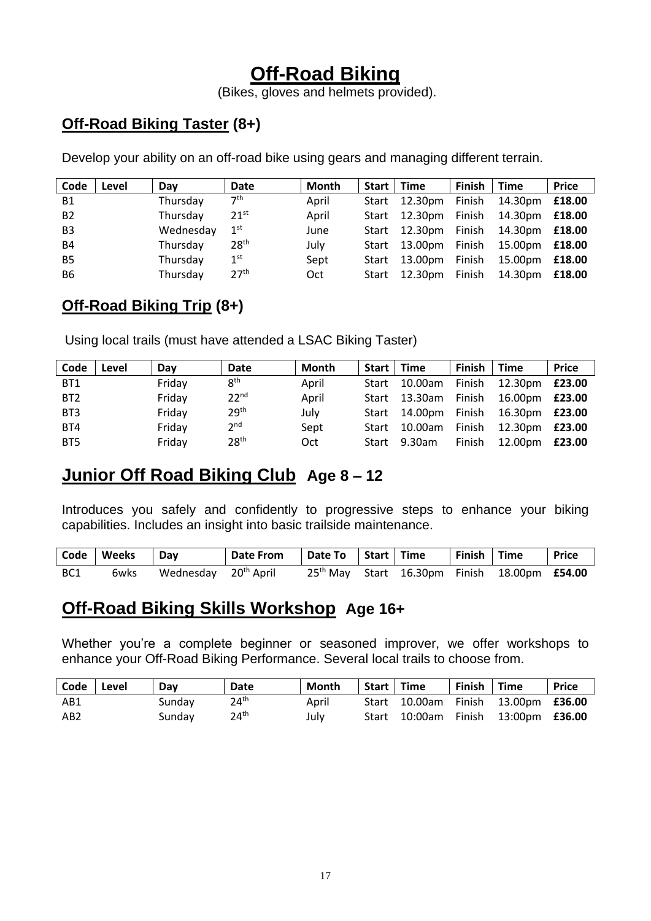# Off-Road Biking

(Bikes, gloves and helmets provided).

## Off-Road Biking Taster (8+)

Develop your ability on an off-road bike using gears and managing different terrain.

| Code | Level | Day | Date | Month | Start | Time | Finish | Time | Price |
|---|---|---|---|---|---|---|---|---|---|
| B1 | | Thursday | 7th | April | Start | 12.30pm | Finish | 14.30pm | **£18.00** |
| B2 | | Thursday | 21st | April | Start | 12.30pm | Finish | 14.30pm | **£18.00** |
| B3 | | Wednesday | 1st | June | Start | 12.30pm | Finish | 14.30pm | **£18.00** |
| B4 | | Thursday | 28th | July | Start | 13.00pm | Finish | 15.00pm | **£18.00** |
| B5 | | Thursday | 1st | Sept | Start | 13.00pm | Finish | 15.00pm | **£18.00** |
| B6 | | Thursday | 27th | Oct | Start | 12.30pm | Finish | 14.30pm | **£18.00** |

## Off-Road Biking Trip (8+)

Using local trails (must have attended a LSAC Biking Taster)

| Code | Level | Day | Date | Month | Start | Time | Finish | Time | Price |
|---|---|---|---|---|---|---|---|---|---|
| BT1 | | Friday | 8th | April | Start | 10.00am | Finish | 12.30pm | **£23.00** |
| BT2 | | Friday | 22nd | April | Start | 13.30am | Finish | 16.00pm | **£23.00** |
| BT3 | | Friday | 29th | July | Start | 14.00pm | Finish | 16.30pm | **£23.00** |
| BT4 | | Friday | 2nd | Sept | Start | 10.00am | Finish | 12.30pm | **£23.00** |
| BT5 | | Friday | 28th | Oct | Start | 9.30am | Finish | 12.00pm | **£23.00** |

# Junior Off Road Biking Club Age 8 – 12

Introduces you safely and confidently to progressive steps to enhance your biking capabilities. Includes an insight into basic trailside maintenance.

| Code | Weeks | Day | Date From | Date To | Start | Time | Finish | Time | Price |
|---|---|---|---|---|---|---|---|---|---|
| BC1 | 6wks | Wednesday | 20th April | 25th May | Start | 16.30pm | Finish | 18.00pm | **£54.00** |

# Off-Road Biking Skills Workshop Age 16+

Whether you're a complete beginner or seasoned improver, we offer workshops to enhance your Off-Road Biking Performance. Several local trails to choose from.

| Code | Level | Day | Date | Month | Start | Time | Finish | Time | Price |
|---|---|---|---|---|---|---|---|---|---|
| AB1 | | Sunday | 24th | April | Start | 10.00am | Finish | 13.00pm | **£36.00** |
| AB2 | | Sunday | 24th | July | Start | 10:00am | Finish | 13:00pm | **£36.00** |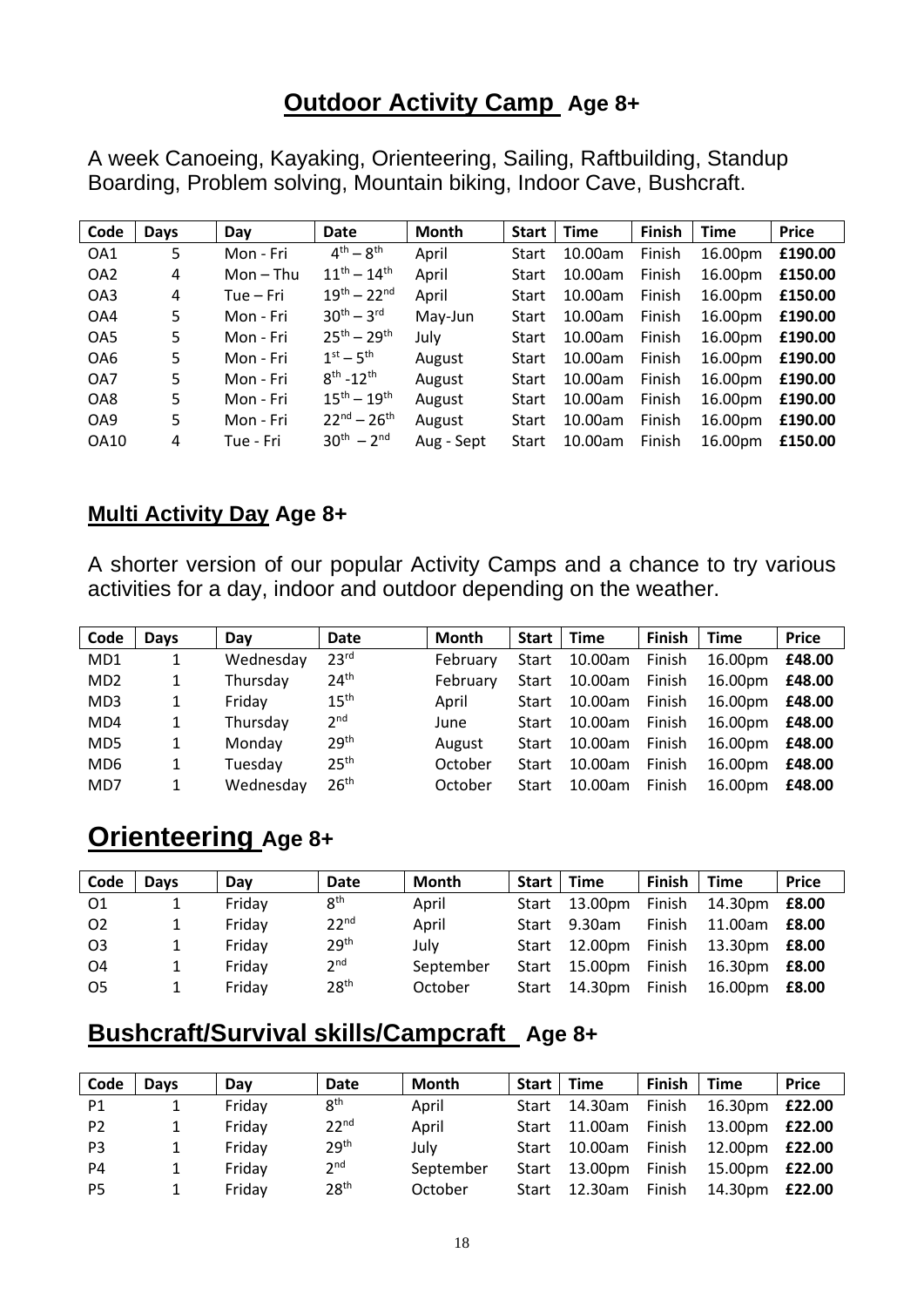## Outdoor Activity Camp Age 8+

A week Canoeing, Kayaking, Orienteering, Sailing, Raftbuilding, Standup Boarding, Problem solving, Mountain biking, Indoor Cave, Bushcraft.

| Code | Days | Day | Date | Month | Start | Time | Finish | Time | Price |
|---|---|---|---|---|---|---|---|---|---|
| OA1 | 5 | Mon - Fri | 4th – 8th | April | Start | 10.00am | Finish | 16.00pm | **£190.00** |
| OA2 | 4 | Mon – Thu | 11th – 14th | April | Start | 10.00am | Finish | 16.00pm | **£150.00** |
| OA3 | 4 | Tue – Fri | 19th – 22nd | April | Start | 10.00am | Finish | 16.00pm | **£150.00** |
| OA4 | 5 | Mon - Fri | 30th – 3rd | May-Jun | Start | 10.00am | Finish | 16.00pm | **£190.00** |
| OA5 | 5 | Mon - Fri | 25th – 29th | July | Start | 10.00am | Finish | 16.00pm | **£190.00** |
| OA6 | 5 | Mon - Fri | 1st – 5th | August | Start | 10.00am | Finish | 16.00pm | **£190.00** |
| OA7 | 5 | Mon - Fri | 8th -12th | August | Start | 10.00am | Finish | 16.00pm | **£190.00** |
| OA8 | 5 | Mon - Fri | 15th – 19th | August | Start | 10.00am | Finish | 16.00pm | **£190.00** |
| OA9 | 5 | Mon - Fri | 22nd – 26th | August | Start | 10.00am | Finish | 16.00pm | **£190.00** |
| OA10 | 4 | Tue - Fri | 30th – 2nd | Aug - Sept | Start | 10.00am | Finish | 16.00pm | **£150.00** |

## Multi Activity Day Age 8+

A shorter version of our popular Activity Camps and a chance to try various activities for a day, indoor and outdoor depending on the weather.

| Code | Days | Day | Date | Month | Start | Time | Finish | Time | Price |
|---|---|---|---|---|---|---|---|---|---|
| MD1 | 1 | Wednesday | 23rd | February | Start | 10.00am | Finish | 16.00pm | **£48.00** |
| MD2 | 1 | Thursday | 24th | February | Start | 10.00am | Finish | 16.00pm | **£48.00** |
| MD3 | 1 | Friday | 15th | April | Start | 10.00am | Finish | 16.00pm | **£48.00** |
| MD4 | 1 | Thursday | 2nd | June | Start | 10.00am | Finish | 16.00pm | **£48.00** |
| MD5 | 1 | Monday | 29th | August | Start | 10.00am | Finish | 16.00pm | **£48.00** |
| MD6 | 1 | Tuesday | 25th | October | Start | 10.00am | Finish | 16.00pm | **£48.00** |
| MD7 | 1 | Wednesday | 26th | October | Start | 10.00am | Finish | 16.00pm | **£48.00** |

# Orienteering Age 8+

| Code | Days | Day | Date | Month | Start | Time | Finish | Time | Price |
|---|---|---|---|---|---|---|---|---|---|
| O1 | 1 | Friday | 8th | April | Start | 13.00pm | Finish | 14.30pm | **£8.00** |
| O2 | 1 | Friday | 22nd | April | Start | 9.30am | Finish | 11.00am | **£8.00** |
| O3 | 1 | Friday | 29th | July | Start | 12.00pm | Finish | 13.30pm | **£8.00** |
| O4 | 1 | Friday | 2nd | September | Start | 15.00pm | Finish | 16.30pm | **£8.00** |
| O5 | 1 | Friday | 28th | October | Start | 14.30pm | Finish | 16.00pm | **£8.00** |

## Bushcraft/Survival skills/Campcraft Age 8+

| Code | Days | Day | Date | Month | Start | Time | Finish | Time | Price |
|---|---|---|---|---|---|---|---|---|---|
| P1 | 1 | Friday | 8th | April | Start | 14.30am | Finish | 16.30pm | **£22.00** |
| P2 | 1 | Friday | 22nd | April | Start | 11.00am | Finish | 13.00pm | **£22.00** |
| P3 | 1 | Friday | 29th | July | Start | 10.00am | Finish | 12.00pm | **£22.00** |
| P4 | 1 | Friday | 2nd | September | Start | 13.00pm | Finish | 15.00pm | **£22.00** |
| P5 | 1 | Friday | 28th | October | Start | 12.30am | Finish | 14.30pm | **£22.00** |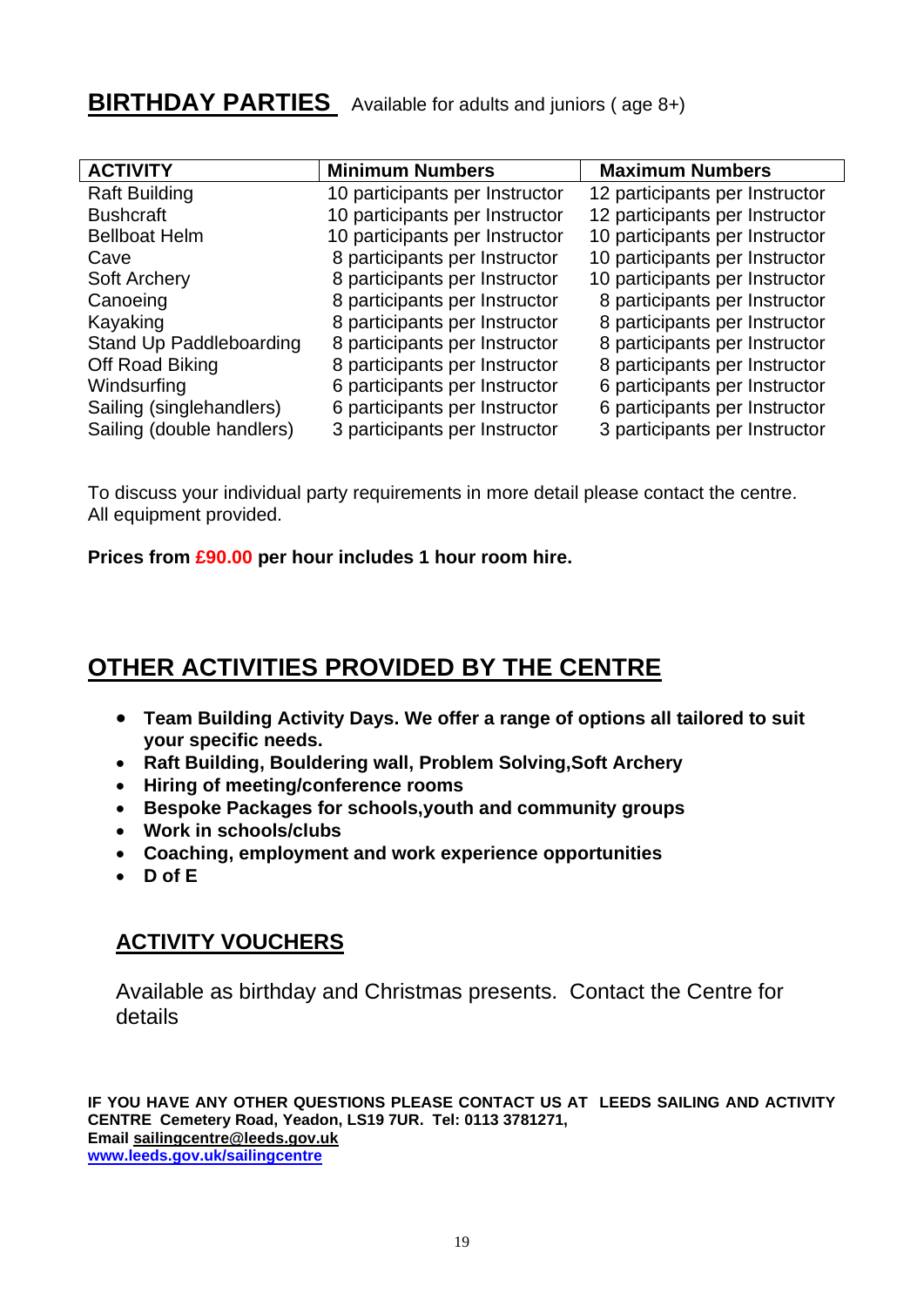## BIRTHDAY PARTIES

Available for adults and juniors ( age 8+)

| ACTIVITY | Minimum Numbers | Maximum Numbers |
|---|---|---|
| Raft Building | 10 participants per Instructor | 12 participants per Instructor |
| Bushcraft | 10 participants per Instructor | 12 participants per Instructor |
| Bellboat Helm | 10 participants per Instructor | 10 participants per Instructor |
| Cave | 8 participants per Instructor | 10 participants per Instructor |
| Soft Archery | 8 participants per Instructor | 10 participants per Instructor |
| Canoeing | 8 participants per Instructor | 8 participants per Instructor |
| Kayaking | 8 participants per Instructor | 8 participants per Instructor |
| Stand Up Paddleboarding | 8 participants per Instructor | 8 participants per Instructor |
| Off Road Biking | 8 participants per Instructor | 8 participants per Instructor |
| Windsurfing | 6 participants per Instructor | 6 participants per Instructor |
| Sailing (singlehandlers) | 6 participants per Instructor | 6 participants per Instructor |
| Sailing (double handlers) | 3 participants per Instructor | 3 participants per Instructor |

To discuss your individual party requirements in more detail please contact the centre.
All equipment provided.

**Prices from £90.00 per hour includes 1 hour room hire.**

## OTHER ACTIVITIES PROVIDED BY THE CENTRE

- **Team Building Activity Days. We offer a range of options all tailored to suit your specific needs.**
- **Raft Building, Bouldering wall, Problem Solving,Soft Archery**
- **Hiring of meeting/conference rooms**
- **Bespoke Packages for schools,youth and community groups**
- **Work in schools/clubs**
- **Coaching, employment and work experience opportunities**
- **D of E**

## ACTIVITY VOUCHERS

Available as birthday and Christmas presents. Contact the Centre for details

**IF YOU HAVE ANY OTHER QUESTIONS PLEASE CONTACT US AT LEEDS SAILING AND ACTIVITY CENTRE Cemetery Road, Yeadon, LS19 7UR. Tel: 0113 3781271,**
**Email sailingcentre@leeds.gov.uk**
**www.leeds.gov.uk/sailingcentre**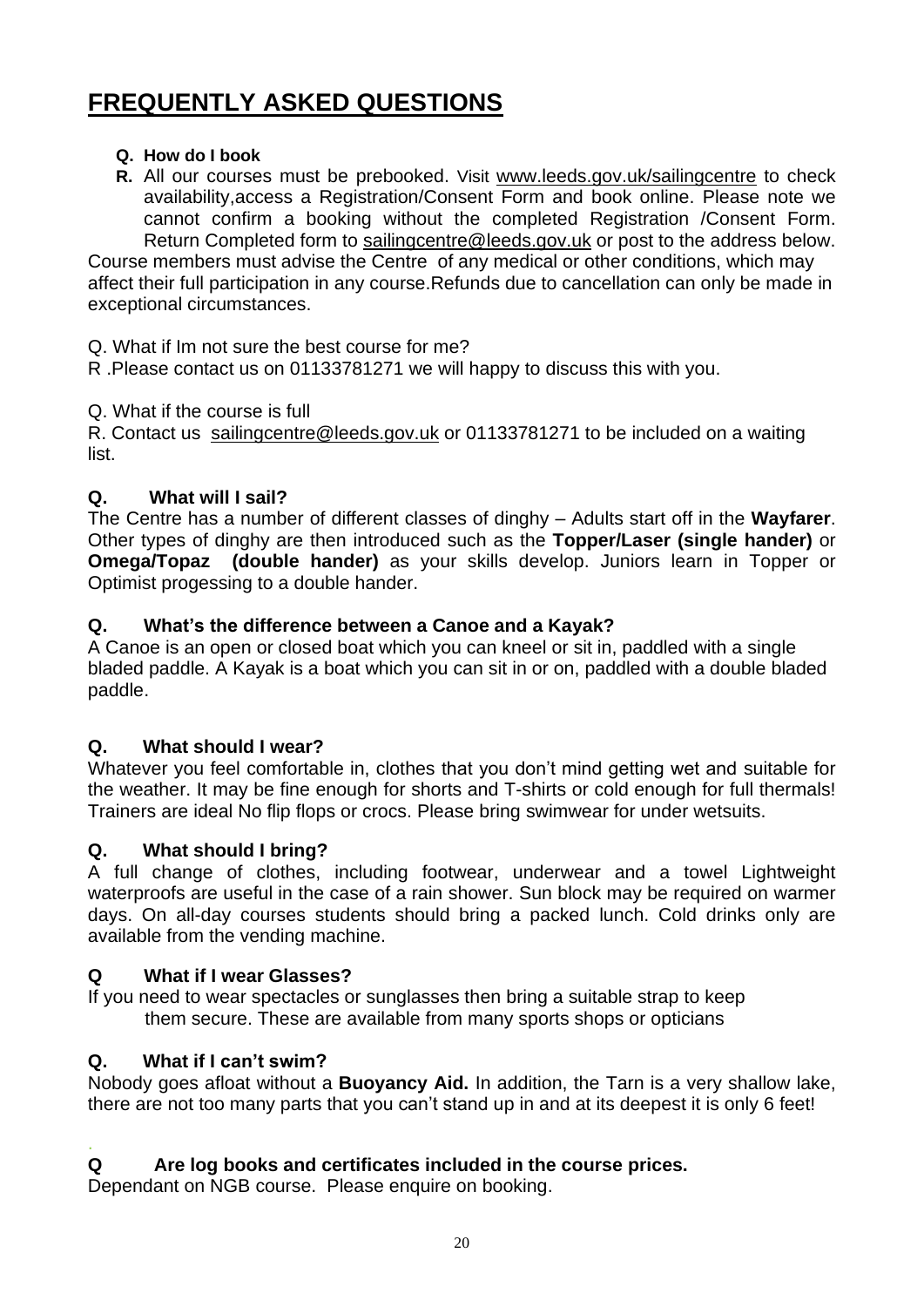# FREQUENTLY ASKED QUESTIONS

- **Q. How do I book**
- **R.** All our courses must be prebooked. Visit www.leeds.gov.uk/sailingcentre to check availability,access a Registration/Consent Form and book online. Please note we cannot confirm a booking without the completed Registration /Consent Form. Return Completed form to sailingcentre@leeds.gov.uk or post to the address below.

Course members must advise the Centre of any medical or other conditions, which may affect their full participation in any course.Refunds due to cancellation can only be made in exceptional circumstances.

Q. What if Im not sure the best course for me?

R .Please contact us on 01133781271 we will happy to discuss this with you.

Q. What if the course is full

R. Contact us sailingcentre@leeds.gov.uk or 01133781271 to be included on a waiting list.

**Q. What will I sail?**

The Centre has a number of different classes of dinghy – Adults start off in the **Wayfarer**. Other types of dinghy are then introduced such as the **Topper/Laser (single hander)** or **Omega/Topaz (double hander)** as your skills develop. Juniors learn in Topper or Optimist progessing to a double hander.

**Q. What's the difference between a Canoe and a Kayak?**

A Canoe is an open or closed boat which you can kneel or sit in, paddled with a single bladed paddle. A Kayak is a boat which you can sit in or on, paddled with a double bladed paddle.

**Q. What should I wear?**

Whatever you feel comfortable in, clothes that you don't mind getting wet and suitable for the weather. It may be fine enough for shorts and T-shirts or cold enough for full thermals! Trainers are ideal No flip flops or crocs. Please bring swimwear for under wetsuits.

**Q. What should I bring?**

A full change of clothes, including footwear, underwear and a towel Lightweight waterproofs are useful in the case of a rain shower. Sun block may be required on warmer days. On all-day courses students should bring a packed lunch. Cold drinks only are available from the vending machine.

**Q What if I wear Glasses?**

If you need to wear spectacles or sunglasses then bring a suitable strap to keep them secure. These are available from many sports shops or opticians

**Q. What if I can't swim?**

Nobody goes afloat without a **Buoyancy Aid.** In addition, the Tarn is a very shallow lake, there are not too many parts that you can't stand up in and at its deepest it is only 6 feet!

**Q Are log books and certificates included in the course prices.**

Dependant on NGB course. Please enquire on booking.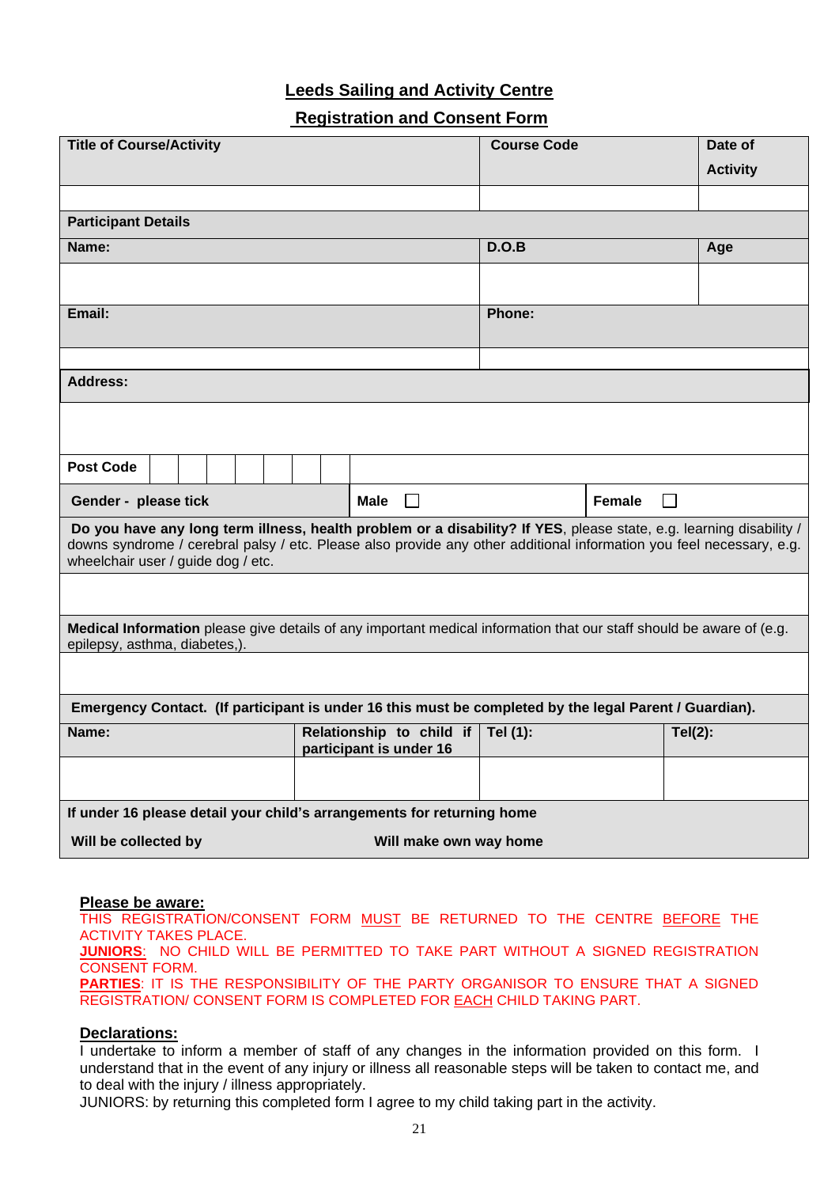## Leeds Sailing and Activity Centre

## Registration and Consent Form

| **Title of Course/Activity** | | | **Course Code** | **Date of Activity** |
|---|---|---|---|---|
| | | | | |
| **Participant Details** | | | | |
| **Name:** | | | **D.O.B** | **Age** |
| | | | | |
| **Email:** | | | **Phone:** | |
| | | | | |
| **Address:** | | | | |
| | | | | |
| **Post Code** | | | | |
| **Gender - please tick** | **Male** ☐ | | **Female** ☐ | |
| **Do you have any long term illness, health problem or a disability? If YES**, please state, e.g. learning disability / downs syndrome / cerebral palsy / etc. Please also provide any other additional information you feel necessary, e.g. wheelchair user / guide dog / etc. | | | | |
| | | | | |
| **Medical Information** please give details of any important medical information that our staff should be aware of (e.g. epilepsy, asthma, diabetes,). | | | | |
| | | | | |
| **Emergency Contact. (If participant is under 16 this must be completed by the legal Parent / Guardian).** | | | | |
| **Name:** | **Relationship to child if participant is under 16** | **Tel (1):** | | **Tel(2):** |
| | | | | |
| **If under 16 please detail your child's arrangements for returning home** | | | | |
| **Will be collected by** | | **Will make own way home** | | |

**Please be aware:**

THIS REGISTRATION/CONSENT FORM MUST BE RETURNED TO THE CENTRE BEFORE THE ACTIVITY TAKES PLACE.

**JUNIORS**: NO CHILD WILL BE PERMITTED TO TAKE PART WITHOUT A SIGNED REGISTRATION CONSENT FORM.

**PARTIES**: IT IS THE RESPONSIBILITY OF THE PARTY ORGANISOR TO ENSURE THAT A SIGNED REGISTRATION/ CONSENT FORM IS COMPLETED FOR EACH CHILD TAKING PART.

**Declarations:**

I undertake to inform a member of staff of any changes in the information provided on this form. I understand that in the event of any injury or illness all reasonable steps will be taken to contact me, and to deal with the injury / illness appropriately.

JUNIORS: by returning this completed form I agree to my child taking part in the activity.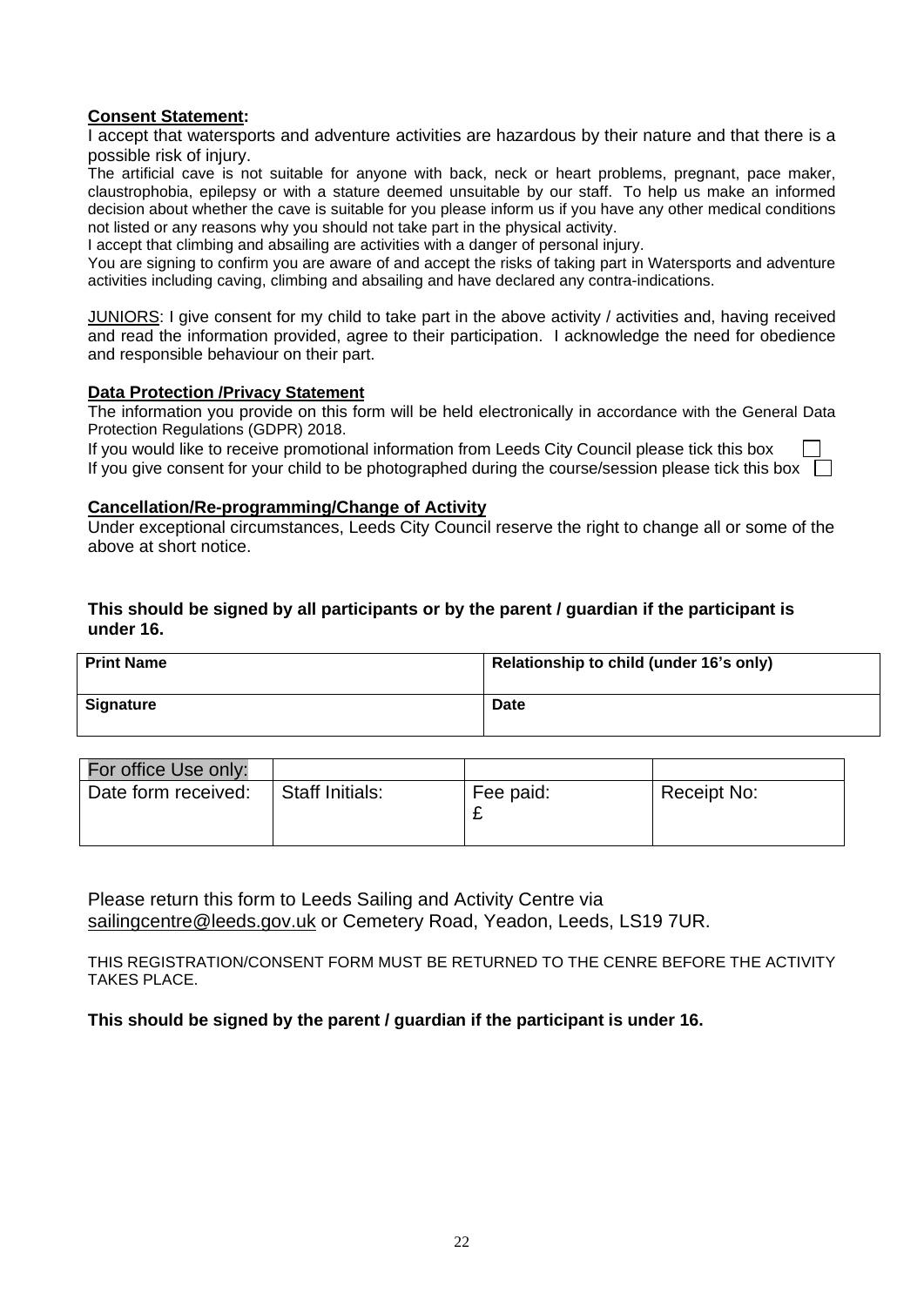**Consent Statement:**

I accept that watersports and adventure activities are hazardous by their nature and that there is a possible risk of injury.

The artificial cave is not suitable for anyone with back, neck or heart problems, pregnant, pace maker, claustrophobia, epilepsy or with a stature deemed unsuitable by our staff. To help us make an informed decision about whether the cave is suitable for you please inform us if you have any other medical conditions not listed or any reasons why you should not take part in the physical activity.

I accept that climbing and absailing are activities with a danger of personal injury.

You are signing to confirm you are aware of and accept the risks of taking part in Watersports and adventure activities including caving, climbing and absailing and have declared any contra-indications.

JUNIORS: I give consent for my child to take part in the above activity / activities and, having received and read the information provided, agree to their participation. I acknowledge the need for obedience and responsible behaviour on their part.

**Data Protection /Privacy Statement**

The information you provide on this form will be held electronically in accordance with the General Data Protection Regulations (GDPR) 2018.

If you would like to receive promotional information from Leeds City Council please tick this box ☐

If you give consent for your child to be photographed during the course/session please tick this box ☐

**Cancellation/Re-programming/Change of Activity**

Under exceptional circumstances, Leeds City Council reserve the right to change all or some of the above at short notice.

**This should be signed by all participants or by the parent / guardian if the participant is under 16.**

| | |
|---|---|
| **Print Name** | **Relationship to child (under 16's only)** |
| **Signature** | **Date** |

| | | | |
|---|---|---|---|
| For office Use only: | | | |
| Date form received: | Staff Initials: | Fee paid: £ | Receipt No: |

Please return this form to Leeds Sailing and Activity Centre via sailingcentre@leeds.gov.uk or Cemetery Road, Yeadon, Leeds, LS19 7UR.

THIS REGISTRATION/CONSENT FORM MUST BE RETURNED TO THE CENRE BEFORE THE ACTIVITY TAKES PLACE.

**This should be signed by the parent / guardian if the participant is under 16.**